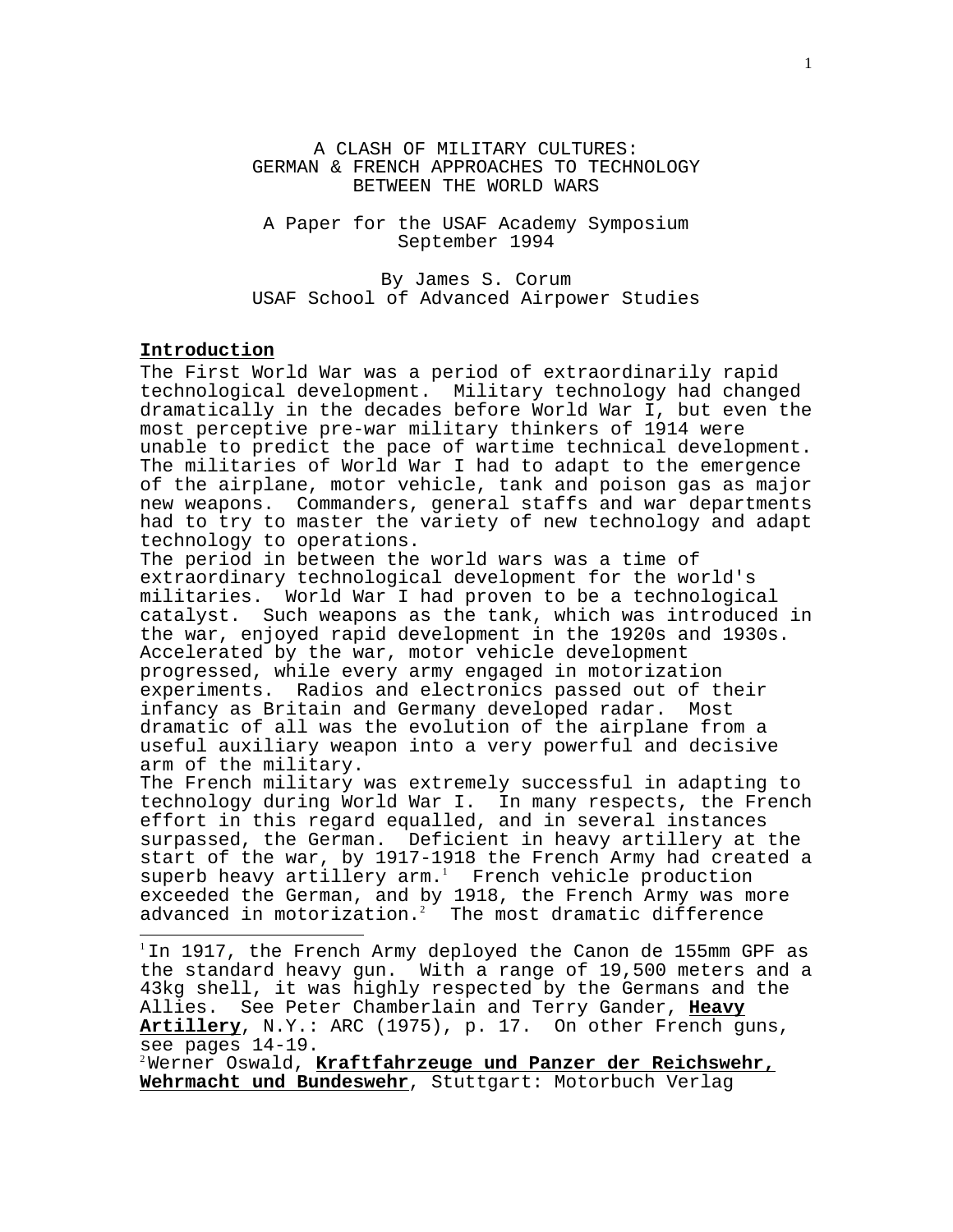A CLASH OF MILITARY CULTURES:
GERMAN & FRENCH APPROACHES TO TECHNOLOGY
BETWEEN THE WORLD WARS

A Paper for the USAF Academy Symposium
September 1994

By James S. Corum
USAF School of Advanced Airpower Studies

## Introduction

The First World War was a period of extraordinarily rapid technological development. Military technology had changed dramatically in the decades before World War I, but even the most perceptive pre-war military thinkers of 1914 were unable to predict the pace of wartime technical development. The militaries of World War I had to adapt to the emergence of the airplane, motor vehicle, tank and poison gas as major new weapons. Commanders, general staffs and war departments had to try to master the variety of new technology and adapt technology to operations.

The period in between the world wars was a time of extraordinary technological development for the world's militaries. World War I had proven to be a technological catalyst. Such weapons as the tank, which was introduced in the war, enjoyed rapid development in the 1920s and 1930s. Accelerated by the war, motor vehicle development progressed, while every army engaged in motorization experiments. Radios and electronics passed out of their infancy as Britain and Germany developed radar. Most dramatic of all was the evolution of the airplane from a useful auxiliary weapon into a very powerful and decisive arm of the military.

The French military was extremely successful in adapting to technology during World War I. In many respects, the French effort in this regard equalled, and in several instances surpassed, the German. Deficient in heavy artillery at the start of the war, by 1917-1918 the French Army had created a superb heavy artillery arm.[1] French vehicle production exceeded the German, and by 1918, the French Army was more advanced in motorization.[2] The most dramatic difference

---

[1] In 1917, the French Army deployed the Canon de 155mm GPF as the standard heavy gun. With a range of 19,500 meters and a 43kg shell, it was highly respected by the Germans and the Allies. See Peter Chamberlain and Terry Gander, **Heavy Artillery**, N.Y.: ARC (1975), p. 17. On other French guns, see pages 14-19.

[2] Werner Oswald, **Kraftfahrzeuge und Panzer der Reichswehr, Wehrmacht und Bundeswehr**, Stuttgart: Motorbuch Verlag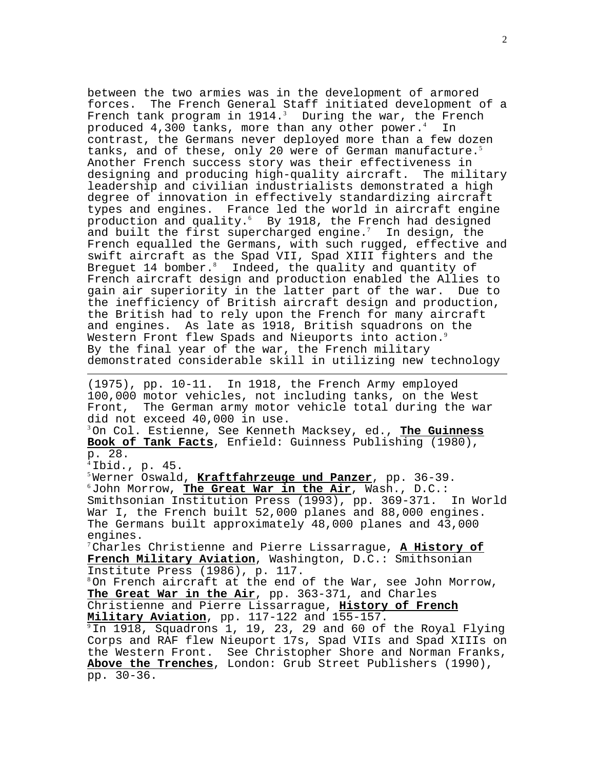between the two armies was in the development of armored forces. The French General Staff initiated development of a French tank program in 1914.[3] During the war, the French produced 4,300 tanks, more than any other power.[4] In contrast, the Germans never deployed more than a few dozen tanks, and of these, only 20 were of German manufacture.[5] Another French success story was their effectiveness in designing and producing high-quality aircraft. The military leadership and civilian industrialists demonstrated a high degree of innovation in effectively standardizing aircraft types and engines. France led the world in aircraft engine production and quality.[6] By 1918, the French had designed and built the first supercharged engine.[7] In design, the French equalled the Germans, with such rugged, effective and swift aircraft as the Spad VII, Spad XIII fighters and the Breguet 14 bomber.[8] Indeed, the quality and quantity of French aircraft design and production enabled the Allies to gain air superiority in the latter part of the war. Due to the inefficiency of British aircraft design and production, the British had to rely upon the French for many aircraft and engines. As late as 1918, British squadrons on the Western Front flew Spads and Nieuports into action.[9] By the final year of the war, the French military demonstrated considerable skill in utilizing new technology

---

(1975), pp. 10-11. In 1918, the French Army employed 100,000 motor vehicles, not including tanks, on the West Front, The German army motor vehicle total during the war did not exceed 40,000 in use.

[3] On Col. Estienne, See Kenneth Macksey, ed., **The Guinness Book of Tank Facts**, Enfield: Guinness Publishing (1980), p. 28.

[4] Ibid., p. 45.

[5] Werner Oswald, **Kraftfahrzeuge und Panzer**, pp. 36-39.

[6] John Morrow, **The Great War in the Air**, Wash., D.C.: Smithsonian Institution Press (1993), pp. 369-371. In World War I, the French built 52,000 planes and 88,000 engines. The Germans built approximately 48,000 planes and 43,000 engines.

[7] Charles Christienne and Pierre Lissarrague, **A History of French Military Aviation**, Washington, D.C.: Smithsonian Institute Press (1986), p. 117.

[8] On French aircraft at the end of the War, see John Morrow, **The Great War in the Air**, pp. 363-371, and Charles Christienne and Pierre Lissarrague, **History of French Military Aviation**, pp. 117-122 and 155-157.

[9] In 1918, Squadrons 1, 19, 23, 29 and 60 of the Royal Flying Corps and RAF flew Nieuport 17s, Spad VIIs and Spad XIIIs on the Western Front. See Christopher Shore and Norman Franks, **Above the Trenches**, London: Grub Street Publishers (1990), pp. 30-36.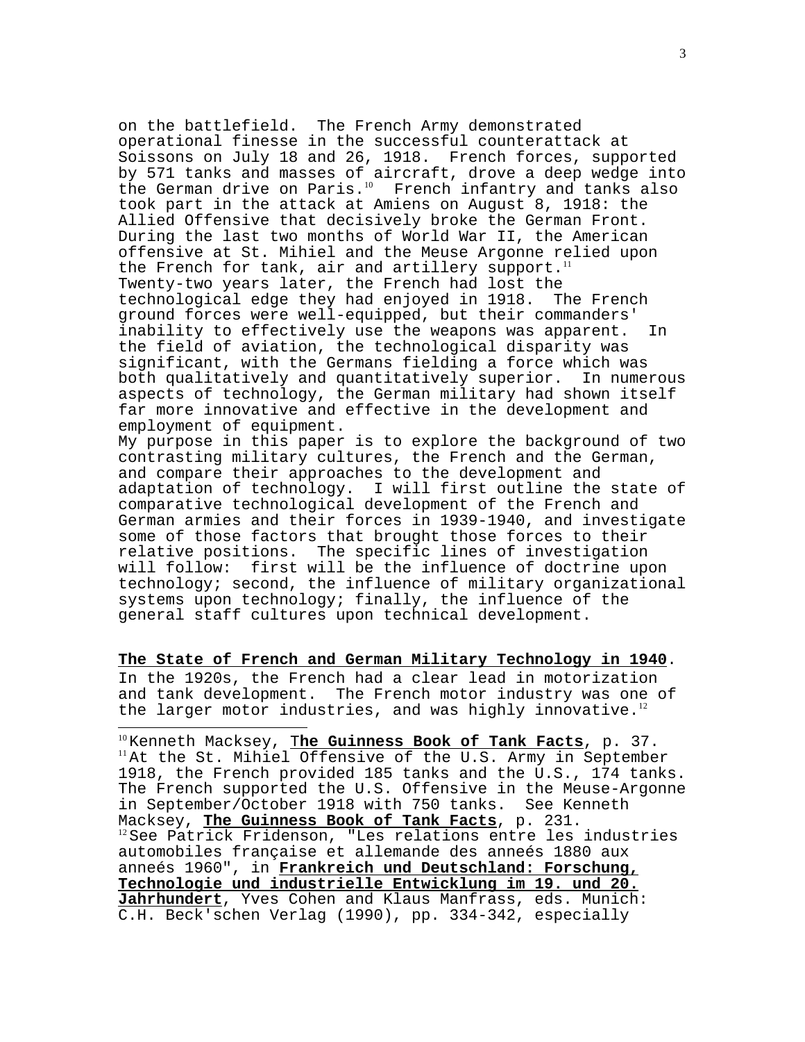on the battlefield. The French Army demonstrated operational finesse in the successful counterattack at Soissons on July 18 and 26, 1918. French forces, supported by 571 tanks and masses of aircraft, drove a deep wedge into the German drive on Paris.[10] French infantry and tanks also took part in the attack at Amiens on August 8, 1918: the Allied Offensive that decisively broke the German Front. During the last two months of World War II, the American offensive at St. Mihiel and the Meuse Argonne relied upon the French for tank, air and artillery support.[11]

Twenty-two years later, the French had lost the technological edge they had enjoyed in 1918. The French ground forces were well-equipped, but their commanders' inability to effectively use the weapons was apparent. In the field of aviation, the technological disparity was significant, with the Germans fielding a force which was both qualitatively and quantitatively superior. In numerous aspects of technology, the German military had shown itself far more innovative and effective in the development and employment of equipment.

My purpose in this paper is to explore the background of two contrasting military cultures, the French and the German, and compare their approaches to the development and adaptation of technology. I will first outline the state of comparative technological development of the French and German armies and their forces in 1939-1940, and investigate some of those factors that brought those forces to their relative positions. The specific lines of investigation will follow: first will be the influence of doctrine upon technology; second, the influence of military organizational systems upon technology; finally, the influence of the general staff cultures upon technical development.

**The State of French and German Military Technology in 1940.**

In the 1920s, the French had a clear lead in motorization and tank development. The French motor industry was one of the larger motor industries, and was highly innovative.[12]

---

[10] Kenneth Macksey, **The Guinness Book of Tank Facts**, p. 37.

[11] At the St. Mihiel Offensive of the U.S. Army in September 1918, the French provided 185 tanks and the U.S., 174 tanks. The French supported the U.S. Offensive in the Meuse-Argonne in September/October 1918 with 750 tanks. See Kenneth Macksey, **The Guinness Book of Tank Facts**, p. 231.

[12] See Patrick Fridenson, "Les relations entre les industries automobiles française et allemande des anneés 1880 aux anneés 1960", in **Frankreich und Deutschland: Forschung, Technologie und industrielle Entwicklung im 19. und 20. Jahrhundert**, Yves Cohen and Klaus Manfrass, eds. Munich: C.H. Beck'schen Verlag (1990), pp. 334-342, especially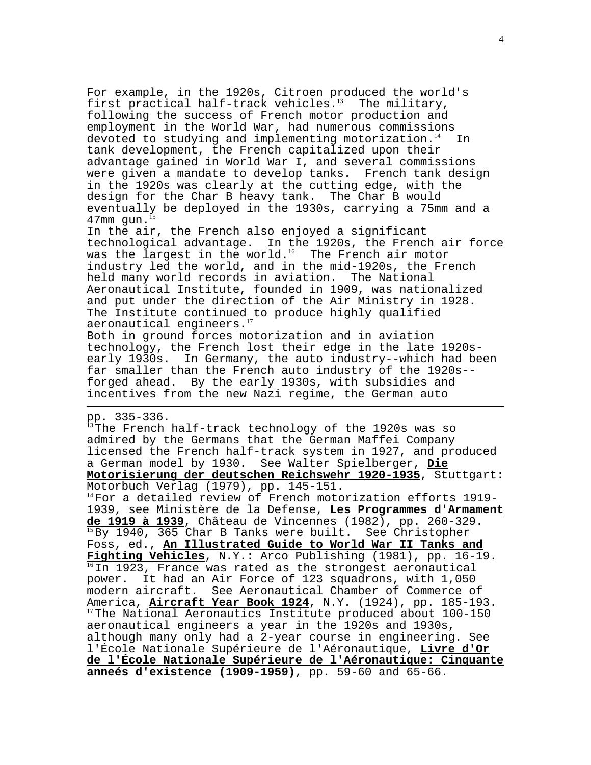For example, in the 1920s, Citroen produced the world's first practical half-track vehicles.[13] The military, following the success of French motor production and employment in the World War, had numerous commissions devoted to studying and implementing motorization.[14] In tank development, the French capitalized upon their advantage gained in World War I, and several commissions were given a mandate to develop tanks. French tank design in the 1920s was clearly at the cutting edge, with the design for the Char B heavy tank. The Char B would eventually be deployed in the 1930s, carrying a 75mm and a 47mm gun.[15]

In the air, the French also enjoyed a significant technological advantage. In the 1920s, the French air force was the largest in the world.[16] The French air motor industry led the world, and in the mid-1920s, the French held many world records in aviation. The National Aeronautical Institute, founded in 1909, was nationalized and put under the direction of the Air Ministry in 1928. The Institute continued to produce highly qualified aeronautical engineers.[17]

Both in ground forces motorization and in aviation technology, the French lost their edge in the late 1920s-early 1930s. In Germany, the auto industry--which had been far smaller than the French auto industry of the 1920s--forged ahead. By the early 1930s, with subsidies and incentives from the new Nazi regime, the German auto

---

pp. 335-336.

[13] The French half-track technology of the 1920s was so admired by the Germans that the German Maffei Company licensed the French half-track system in 1927, and produced a German model by 1930. See Walter Spielberger, **Die Motorisierung der deutschen Reichswehr 1920-1935**, Stuttgart: Motorbuch Verlag (1979), pp. 145-151.

[14] For a detailed review of French motorization efforts 1919-1939, see Ministère de la Defense, **Les Programmes d'Armament de 1919 à 1939**, Château de Vincennes (1982), pp. 260-329.

[15] By 1940, 365 Char B Tanks were built. See Christopher Foss, ed., **An Illustrated Guide to World War II Tanks and Fighting Vehicles**, N.Y.: Arco Publishing (1981), pp. 16-19.

[16] In 1923, France was rated as the strongest aeronautical power. It had an Air Force of 123 squadrons, with 1,050 modern aircraft. See Aeronautical Chamber of Commerce of America, **Aircraft Year Book 1924**, N.Y. (1924), pp. 185-193.

[17] The National Aeronautics Institute produced about 100-150 aeronautical engineers a year in the 1920s and 1930s, although many only had a 2-year course in engineering. See l'École Nationale Supérieure de l'Aéronautique, **Livre d'Or de l'École Nationale Supérieure de l'Aéronautique: Cinquante anneés d'existence (1909-1959)**, pp. 59-60 and 65-66.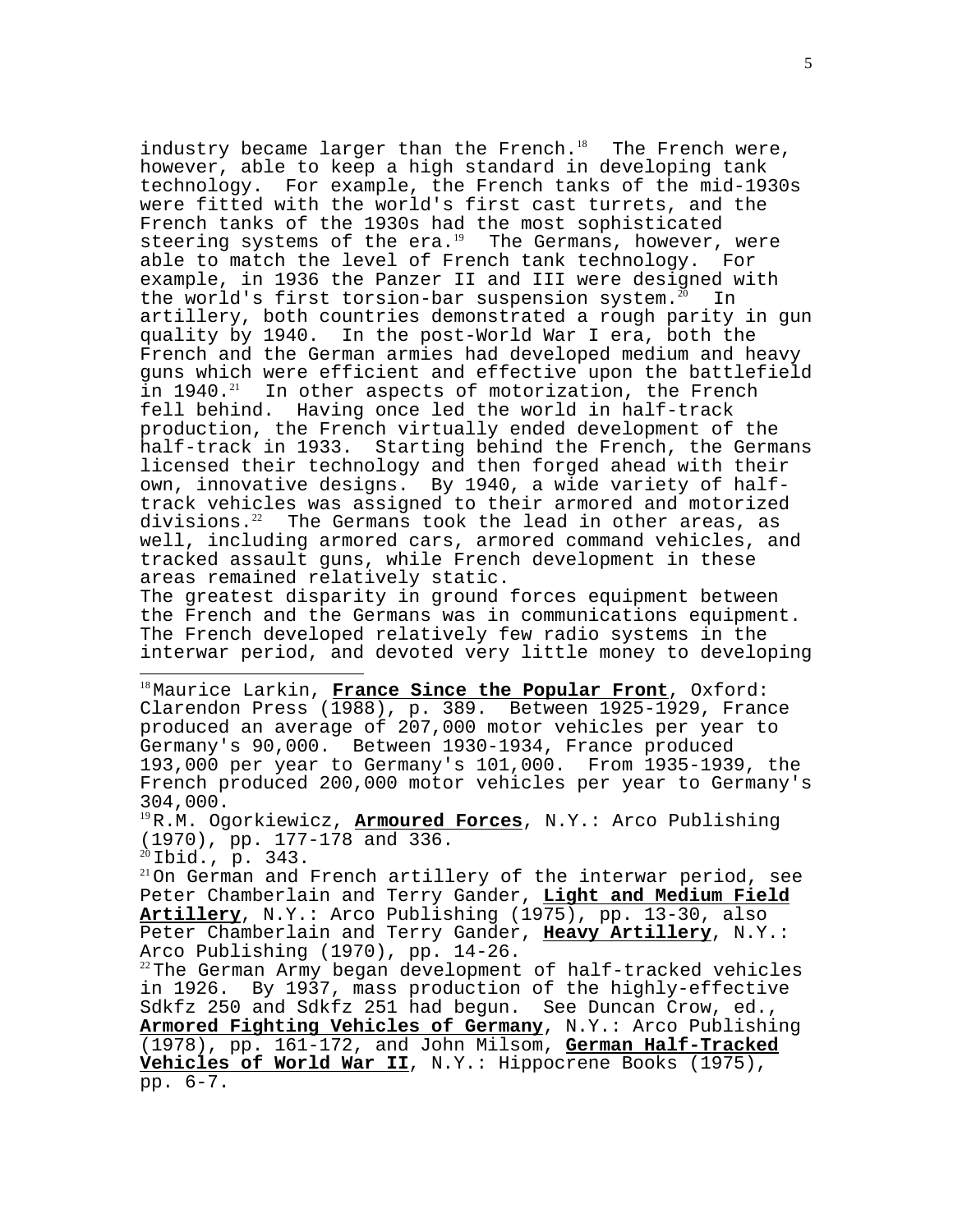industry became larger than the French.[18] The French were, however, able to keep a high standard in developing tank technology. For example, the French tanks of the mid-1930s were fitted with the world's first cast turrets, and the French tanks of the 1930s had the most sophisticated steering systems of the era.[19] The Germans, however, were able to match the level of French tank technology. For example, in 1936 the Panzer II and III were designed with the world's first torsion-bar suspension system.[20] In artillery, both countries demonstrated a rough parity in gun quality by 1940. In the post-World War I era, both the French and the German armies had developed medium and heavy guns which were efficient and effective upon the battlefield in 1940.[21] In other aspects of motorization, the French fell behind. Having once led the world in half-track production, the French virtually ended development of the half-track in 1933. Starting behind the French, the Germans licensed their technology and then forged ahead with their own, innovative designs. By 1940, a wide variety of half-track vehicles was assigned to their armored and motorized divisions.[22] The Germans took the lead in other areas, as well, including armored cars, armored command vehicles, and tracked assault guns, while French development in these areas remained relatively static.

The greatest disparity in ground forces equipment between the French and the Germans was in communications equipment. The French developed relatively few radio systems in the interwar period, and devoted very little money to developing

---

[18] Maurice Larkin, **France Since the Popular Front**, Oxford: Clarendon Press (1988), p. 389. Between 1925-1929, France produced an average of 207,000 motor vehicles per year to Germany's 90,000. Between 1930-1934, France produced 193,000 per year to Germany's 101,000. From 1935-1939, the French produced 200,000 motor vehicles per year to Germany's 304,000.

[19] R.M. Ogorkiewicz, **Armoured Forces**, N.Y.: Arco Publishing (1970), pp. 177-178 and 336.

[20] Ibid., p. 343.

[21] On German and French artillery of the interwar period, see Peter Chamberlain and Terry Gander, **Light and Medium Field Artillery**, N.Y.: Arco Publishing (1975), pp. 13-30, also Peter Chamberlain and Terry Gander, **Heavy Artillery**, N.Y.: Arco Publishing (1970), pp. 14-26.

[22] The German Army began development of half-tracked vehicles in 1926. By 1937, mass production of the highly-effective Sdkfz 250 and Sdkfz 251 had begun. See Duncan Crow, ed., **Armored Fighting Vehicles of Germany**, N.Y.: Arco Publishing (1978), pp. 161-172, and John Milsom, **German Half-Tracked Vehicles of World War II**, N.Y.: Hippocrene Books (1975), pp. 6-7.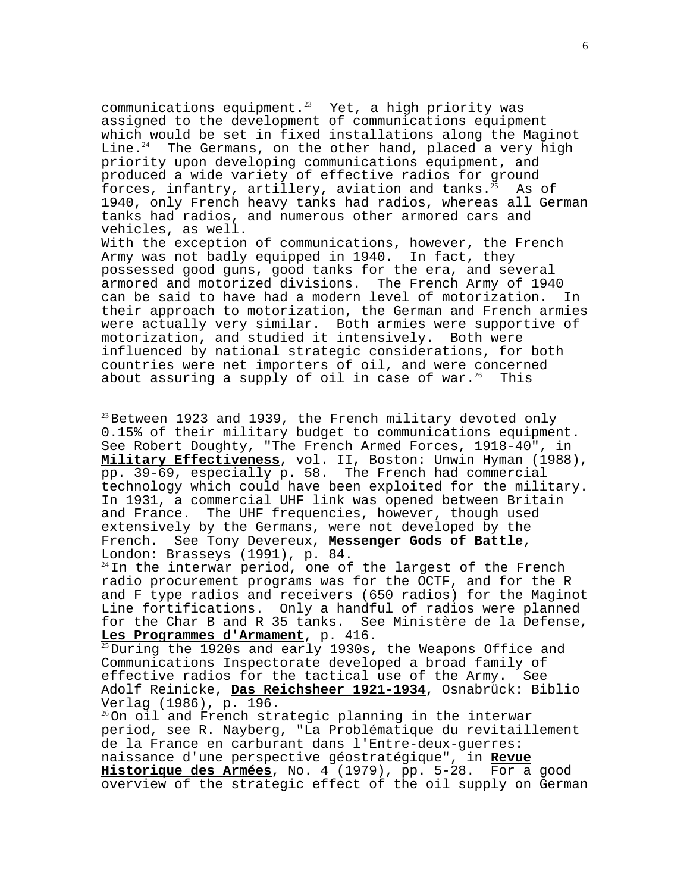communications equipment.[23] Yet, a high priority was assigned to the development of communications equipment which would be set in fixed installations along the Maginot Line.[24] The Germans, on the other hand, placed a very high priority upon developing communications equipment, and produced a wide variety of effective radios for ground forces, infantry, artillery, aviation and tanks.[25] As of 1940, only French heavy tanks had radios, whereas all German tanks had radios, and numerous other armored cars and vehicles, as well.

With the exception of communications, however, the French Army was not badly equipped in 1940. In fact, they possessed good guns, good tanks for the era, and several armored and motorized divisions. The French Army of 1940 can be said to have had a modern level of motorization. In their approach to motorization, the German and French armies were actually very similar. Both armies were supportive of motorization, and studied it intensively. Both were influenced by national strategic considerations, for both countries were net importers of oil, and were concerned about assuring a supply of oil in case of war.[26] This

---

[23] Between 1923 and 1939, the French military devoted only 0.15% of their military budget to communications equipment. See Robert Doughty, "The French Armed Forces, 1918-40", in **Military Effectiveness**, vol. II, Boston: Unwin Hyman (1988), pp. 39-69, especially p. 58. The French had commercial technology which could have been exploited for the military. In 1931, a commercial UHF link was opened between Britain and France. The UHF frequencies, however, though used extensively by the Germans, were not developed by the French. See Tony Devereux, **Messenger Gods of Battle**, London: Brasseys (1991), p. 84.

[24] In the interwar period, one of the largest of the French radio procurement programs was for the OCTF, and for the R and F type radios and receivers (650 radios) for the Maginot Line fortifications. Only a handful of radios were planned for the Char B and R 35 tanks. See Ministère de la Defense, **Les Programmes d'Armament**, p. 416.

[25] During the 1920s and early 1930s, the Weapons Office and Communications Inspectorate developed a broad family of effective radios for the tactical use of the Army. See Adolf Reinicke, **Das Reichsheer 1921-1934**, Osnabrück: Biblio Verlag (1986), p. 196.

[26] On oil and French strategic planning in the interwar period, see R. Nayberg, "La Problématique du revitaillement de la France en carburant dans l'Entre-deux-guerres: naissance d'une perspective géostratégique", in **Revue Historique des Armées**, No. 4 (1979), pp. 5-28. For a good overview of the strategic effect of the oil supply on German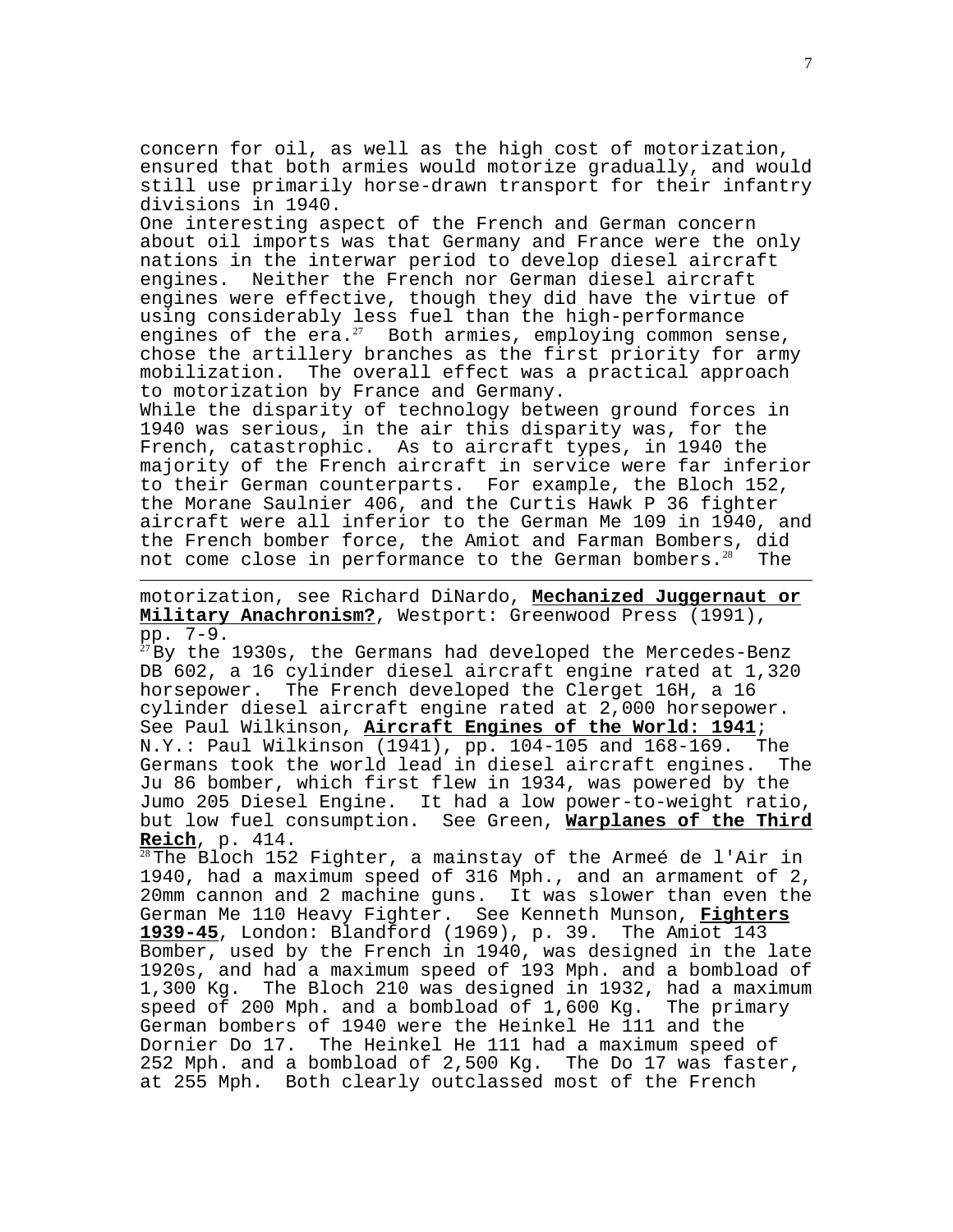concern for oil, as well as the high cost of motorization, ensured that both armies would motorize gradually, and would still use primarily horse-drawn transport for their infantry divisions in 1940.

One interesting aspect of the French and German concern about oil imports was that Germany and France were the only nations in the interwar period to develop diesel aircraft engines. Neither the French nor German diesel aircraft engines were effective, though they did have the virtue of using considerably less fuel than the high-performance engines of the era.[27] Both armies, employing common sense, chose the artillery branches as the first priority for army mobilization. The overall effect was a practical approach to motorization by France and Germany.

While the disparity of technology between ground forces in 1940 was serious, in the air this disparity was, for the French, catastrophic. As to aircraft types, in 1940 the majority of the French aircraft in service were far inferior to their German counterparts. For example, the Bloch 152, the Morane Saulnier 406, and the Curtis Hawk P 36 fighter aircraft were all inferior to the German Me 109 in 1940, and the French bomber force, the Amiot and Farman Bombers, did not come close in performance to the German bombers.[28] The

---

motorization, see Richard DiNardo, **Mechanized Juggernaut or Military Anachronism?**, Westport: Greenwood Press (1991), pp. 7-9.

[27] By the 1930s, the Germans had developed the Mercedes-Benz DB 602, a 16 cylinder diesel aircraft engine rated at 1,320 horsepower. The French developed the Clerget 16H, a 16 cylinder diesel aircraft engine rated at 2,000 horsepower. See Paul Wilkinson, **Aircraft Engines of the World: 1941**; N.Y.: Paul Wilkinson (1941), pp. 104-105 and 168-169. The Germans took the world lead in diesel aircraft engines. The Ju 86 bomber, which first flew in 1934, was powered by the Jumo 205 Diesel Engine. It had a low power-to-weight ratio, but low fuel consumption. See Green, **Warplanes of the Third Reich**, p. 414.

[28] The Bloch 152 Fighter, a mainstay of the Armeé de l'Air in 1940, had a maximum speed of 316 Mph., and an armament of 2, 20mm cannon and 2 machine guns. It was slower than even the German Me 110 Heavy Fighter. See Kenneth Munson, **Fighters 1939-45**, London: Blandford (1969), p. 39. The Amiot 143 Bomber, used by the French in 1940, was designed in the late 1920s, and had a maximum speed of 193 Mph. and a bombload of 1,300 Kg. The Bloch 210 was designed in 1932, had a maximum speed of 200 Mph. and a bombload of 1,600 Kg. The primary German bombers of 1940 were the Heinkel He 111 and the Dornier Do 17. The Heinkel He 111 had a maximum speed of 252 Mph. and a bombload of 2,500 Kg. The Do 17 was faster, at 255 Mph. Both clearly outclassed most of the French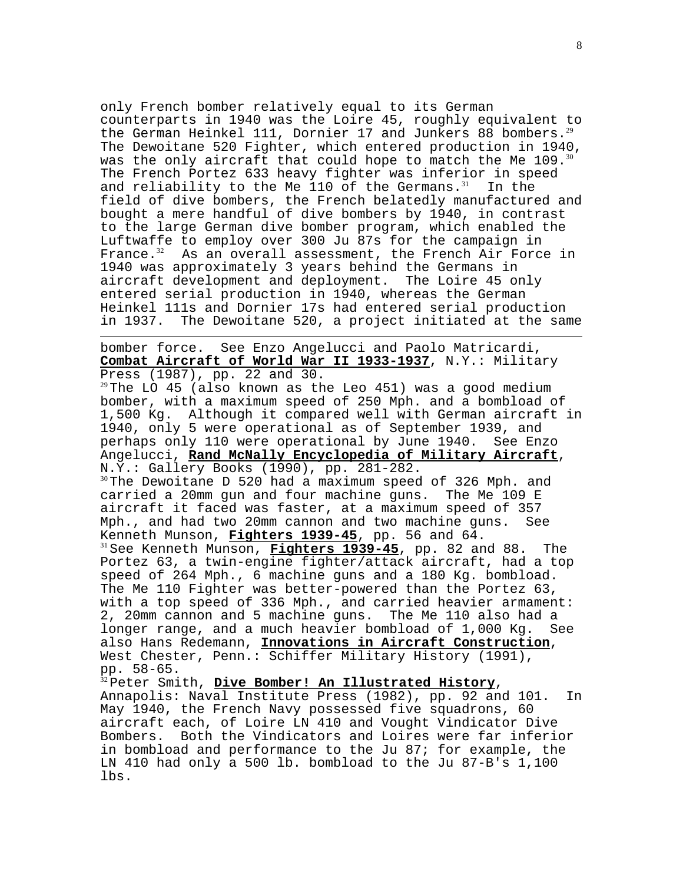only French bomber relatively equal to its German counterparts in 1940 was the Loire 45, roughly equivalent to the German Heinkel 111, Dornier 17 and Junkers 88 bombers.[29] The Dewoitane 520 Fighter, which entered production in 1940, was the only aircraft that could hope to match the Me 109.[30] The French Portez 633 heavy fighter was inferior in speed and reliability to the Me 110 of the Germans.[31] In the field of dive bombers, the French belatedly manufactured and bought a mere handful of dive bombers by 1940, in contrast to the large German dive bomber program, which enabled the Luftwaffe to employ over 300 Ju 87s for the campaign in France.[32] As an overall assessment, the French Air Force in 1940 was approximately 3 years behind the Germans in aircraft development and deployment. The Loire 45 only entered serial production in 1940, whereas the German Heinkel 111s and Dornier 17s had entered serial production in 1937. The Dewoitane 520, a project initiated at the same

---

bomber force. See Enzo Angelucci and Paolo Matricardi, **Combat Aircraft of World War II 1933-1937**, N.Y.: Military Press (1987), pp. 22 and 30.

[29] The LO 45 (also known as the Leo 451) was a good medium bomber, with a maximum speed of 250 Mph. and a bombload of 1,500 Kg. Although it compared well with German aircraft in 1940, only 5 were operational as of September 1939, and perhaps only 110 were operational by June 1940. See Enzo Angelucci, **Rand McNally Encyclopedia of Military Aircraft**, N.Y.: Gallery Books (1990), pp. 281-282.

[30] The Dewoitane D 520 had a maximum speed of 326 Mph. and carried a 20mm gun and four machine guns. The Me 109 E aircraft it faced was faster, at a maximum speed of 357 Mph., and had two 20mm cannon and two machine guns. See Kenneth Munson, **Fighters 1939-45**, pp. 56 and 64.

[31] See Kenneth Munson, **Fighters 1939-45**, pp. 82 and 88. The Portez 63, a twin-engine fighter/attack aircraft, had a top speed of 264 Mph., 6 machine guns and a 180 Kg. bombload. The Me 110 Fighter was better-powered than the Portez 63, with a top speed of 336 Mph., and carried heavier armament: 2, 20mm cannon and 5 machine guns. The Me 110 also had a longer range, and a much heavier bombload of 1,000 Kg. See also Hans Redemann, **Innovations in Aircraft Construction**, West Chester, Penn.: Schiffer Military History (1991), pp. 58-65.

[32] Peter Smith, **Dive Bomber! An Illustrated History**, Annapolis: Naval Institute Press (1982), pp. 92 and 101. In May 1940, the French Navy possessed five squadrons, 60 aircraft each, of Loire LN 410 and Vought Vindicator Dive Bombers. Both the Vindicators and Loires were far inferior in bombload and performance to the Ju 87; for example, the LN 410 had only a 500 lb. bombload to the Ju 87-B's 1,100 lbs.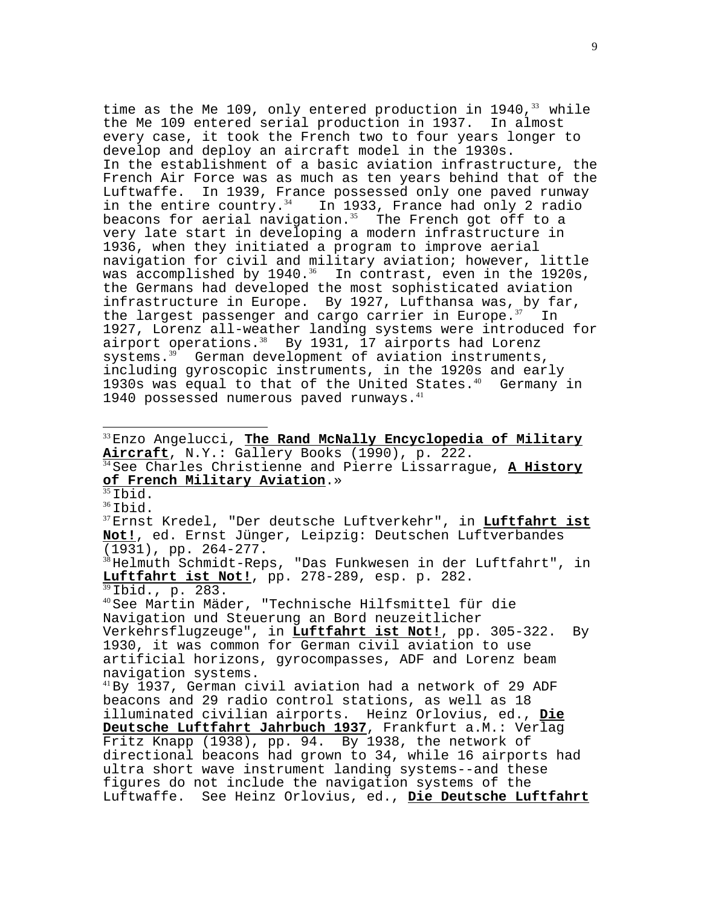time as the Me 109, only entered production in 1940,[33] while the Me 109 entered serial production in 1937. In almost every case, it took the French two to four years longer to develop and deploy an aircraft model in the 1930s.

In the establishment of a basic aviation infrastructure, the French Air Force was as much as ten years behind that of the Luftwaffe. In 1939, France possessed only one paved runway in the entire country.[34] In 1933, France had only 2 radio beacons for aerial navigation.[35] The French got off to a very late start in developing a modern infrastructure in 1936, when they initiated a program to improve aerial navigation for civil and military aviation; however, little was accomplished by 1940.[36] In contrast, even in the 1920s, the Germans had developed the most sophisticated aviation infrastructure in Europe. By 1927, Lufthansa was, by far, the largest passenger and cargo carrier in Europe.[37] In 1927, Lorenz all-weather landing systems were introduced for airport operations.[38] By 1931, 17 airports had Lorenz systems.[39] German development of aviation instruments, including gyroscopic instruments, in the 1920s and early 1930s was equal to that of the United States.[40] Germany in 1940 possessed numerous paved runways.[41]

---

[33] Enzo Angelucci, **The Rand McNally Encyclopedia of Military Aircraft**, N.Y.: Gallery Books (1990), p. 222.

[34] See Charles Christienne and Pierre Lissarrague, **A History of French Military Aviation**.»

[35] Ibid.

[36] Ibid.

[37] Ernst Kredel, "Der deutsche Luftverkehr", in **Luftfahrt ist Not!**, ed. Ernst Jünger, Leipzig: Deutschen Luftverbandes (1931), pp. 264-277.

[38] Helmuth Schmidt-Reps, "Das Funkwesen in der Luftfahrt", in **Luftfahrt ist Not!**, pp. 278-289, esp. p. 282.

[39] Ibid., p. 283.

[40] See Martin Mäder, "Technische Hilfsmittel für die Navigation und Steuerung an Bord neuzeitlicher Verkehrsflugzeuge", in **Luftfahrt ist Not!**, pp. 305-322. By 1930, it was common for German civil aviation to use artificial horizons, gyrocompasses, ADF and Lorenz beam navigation systems.

[41] By 1937, German civil aviation had a network of 29 ADF beacons and 29 radio control stations, as well as 18 illuminated civilian airports. Heinz Orlovius, ed., **Die Deutsche Luftfahrt Jahrbuch 1937**, Frankfurt a.M.: Verlag Fritz Knapp (1938), pp. 94. By 1938, the network of directional beacons had grown to 34, while 16 airports had ultra short wave instrument landing systems--and these figures do not include the navigation systems of the Luftwaffe. See Heinz Orlovius, ed., **Die Deutsche Luftfahrt**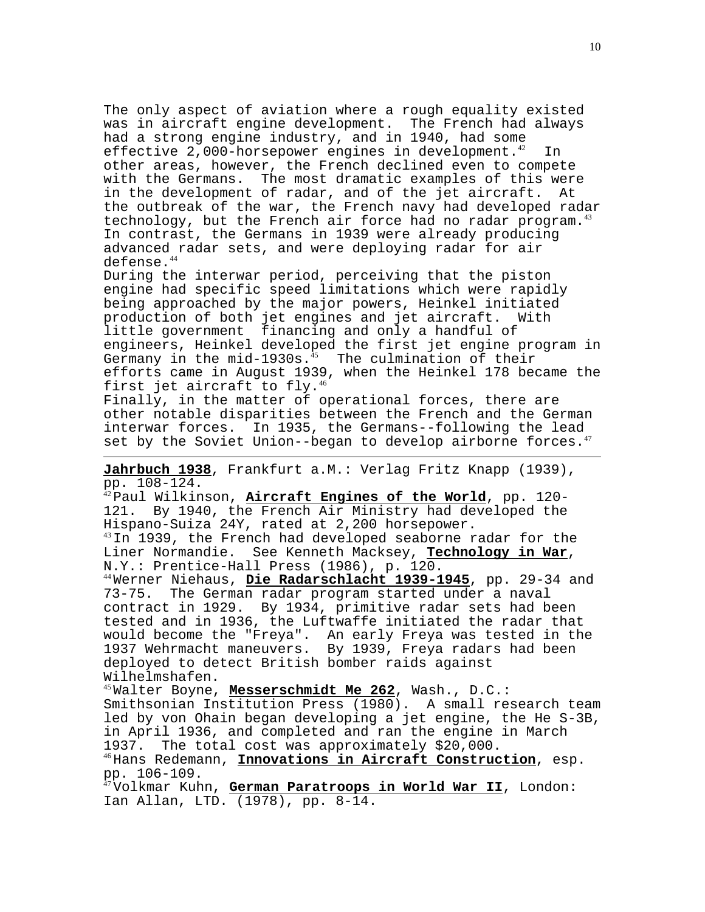The only aspect of aviation where a rough equality existed was in aircraft engine development. The French had always had a strong engine industry, and in 1940, had some effective 2,000-horsepower engines in development.[42] In other areas, however, the French declined even to compete with the Germans. The most dramatic examples of this were in the development of radar, and of the jet aircraft. At the outbreak of the war, the French navy had developed radar technology, but the French air force had no radar program.[43] In contrast, the Germans in 1939 were already producing advanced radar sets, and were deploying radar for air defense.[44]

During the interwar period, perceiving that the piston engine had specific speed limitations which were rapidly being approached by the major powers, Heinkel initiated production of both jet engines and jet aircraft. With little government financing and only a handful of engineers, Heinkel developed the first jet engine program in Germany in the mid-1930s.[45] The culmination of their efforts came in August 1939, when the Heinkel 178 became the first jet aircraft to fly.[46]

Finally, in the matter of operational forces, there are other notable disparities between the French and the German interwar forces. In 1935, the Germans--following the lead set by the Soviet Union--began to develop airborne forces.[47]

---

**Jahrbuch 1938**, Frankfurt a.M.: Verlag Fritz Knapp (1939), pp. 108-124.

[42] Paul Wilkinson, **Aircraft Engines of the World**, pp. 120-121. By 1940, the French Air Ministry had developed the Hispano-Suiza 24Y, rated at 2,200 horsepower.

[43] In 1939, the French had developed seaborne radar for the Liner Normandie. See Kenneth Macksey, **Technology in War**, N.Y.: Prentice-Hall Press (1986), p. 120.

[44] Werner Niehaus, **Die Radarschlacht 1939-1945**, pp. 29-34 and 73-75. The German radar program started under a naval contract in 1929. By 1934, primitive radar sets had been tested and in 1936, the Luftwaffe initiated the radar that would become the "Freya". An early Freya was tested in the 1937 Wehrmacht maneuvers. By 1939, Freya radars had been deployed to detect British bomber raids against Wilhelmshafen.

[45] Walter Boyne, **Messerschmidt Me 262**, Wash., D.C.: Smithsonian Institution Press (1980). A small research team led by von Ohain began developing a jet engine, the He S-3B, in April 1936, and completed and ran the engine in March 1937. The total cost was approximately $20,000.

[46] Hans Redemann, **Innovations in Aircraft Construction**, esp. pp. 106-109.

[47] Volkmar Kuhn, **German Paratroops in World War II**, London: Ian Allan, LTD. (1978), pp. 8-14.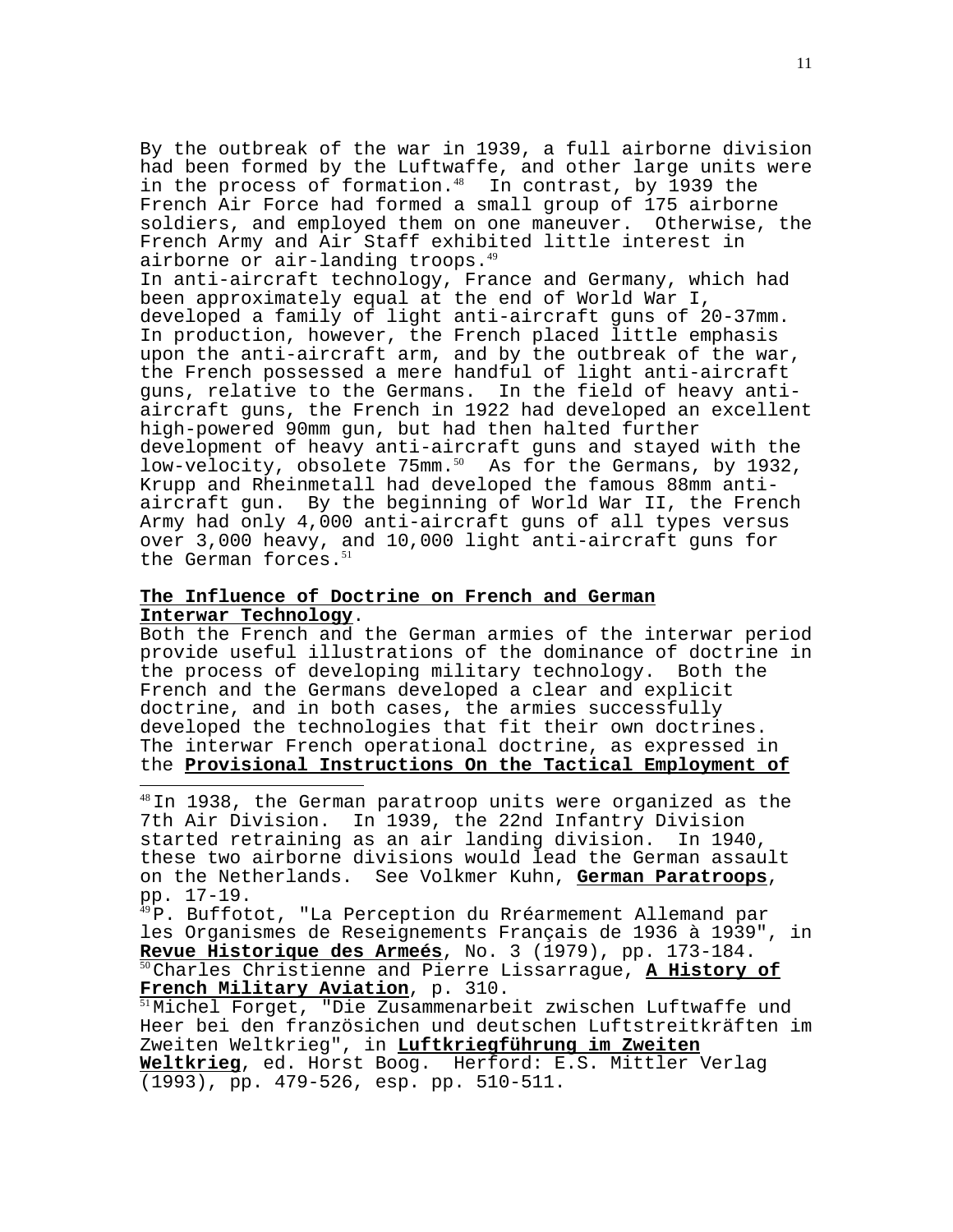By the outbreak of the war in 1939, a full airborne division had been formed by the Luftwaffe, and other large units were in the process of formation.[48] In contrast, by 1939 the French Air Force had formed a small group of 175 airborne soldiers, and employed them on one maneuver. Otherwise, the French Army and Air Staff exhibited little interest in airborne or air-landing troops.[49]

In anti-aircraft technology, France and Germany, which had been approximately equal at the end of World War I, developed a family of light anti-aircraft guns of 20-37mm. In production, however, the French placed little emphasis upon the anti-aircraft arm, and by the outbreak of the war, the French possessed a mere handful of light anti-aircraft guns, relative to the Germans. In the field of heavy anti-aircraft guns, the French in 1922 had developed an excellent high-powered 90mm gun, but had then halted further development of heavy anti-aircraft guns and stayed with the low-velocity, obsolete 75mm.[50] As for the Germans, by 1932, Krupp and Rheinmetall had developed the famous 88mm anti-aircraft gun. By the beginning of World War II, the French Army had only 4,000 anti-aircraft guns of all types versus over 3,000 heavy, and 10,000 light anti-aircraft guns for the German forces.[51]

**The Influence of Doctrine on French and German Interwar Technology.**

Both the French and the German armies of the interwar period provide useful illustrations of the dominance of doctrine in the process of developing military technology. Both the French and the Germans developed a clear and explicit doctrine, and in both cases, the armies successfully developed the technologies that fit their own doctrines. The interwar French operational doctrine, as expressed in the **Provisional Instructions On the Tactical Employment of**

---

[48] In 1938, the German paratroop units were organized as the 7th Air Division. In 1939, the 22nd Infantry Division started retraining as an air landing division. In 1940, these two airborne divisions would lead the German assault on the Netherlands. See Volkmer Kuhn, **German Paratroops**, pp. 17-19.

[49] P. Buffotot, "La Perception du Rréarmement Allemand par les Organismes de Reseignements Français de 1936 à 1939", in **Revue Historique des Armeés**, No. 3 (1979), pp. 173-184.

[50] Charles Christienne and Pierre Lissarrague, **A History of French Military Aviation**, p. 310.

[51] Michel Forget, "Die Zusammenarbeit zwischen Luftwaffe und Heer bei den französichen und deutschen Luftstreitkräften im Zweiten Weltkrieg", in **Luftkriegführung im Zweiten Weltkrieg**, ed. Horst Boog. Herford: E.S. Mittler Verlag (1993), pp. 479-526, esp. pp. 510-511.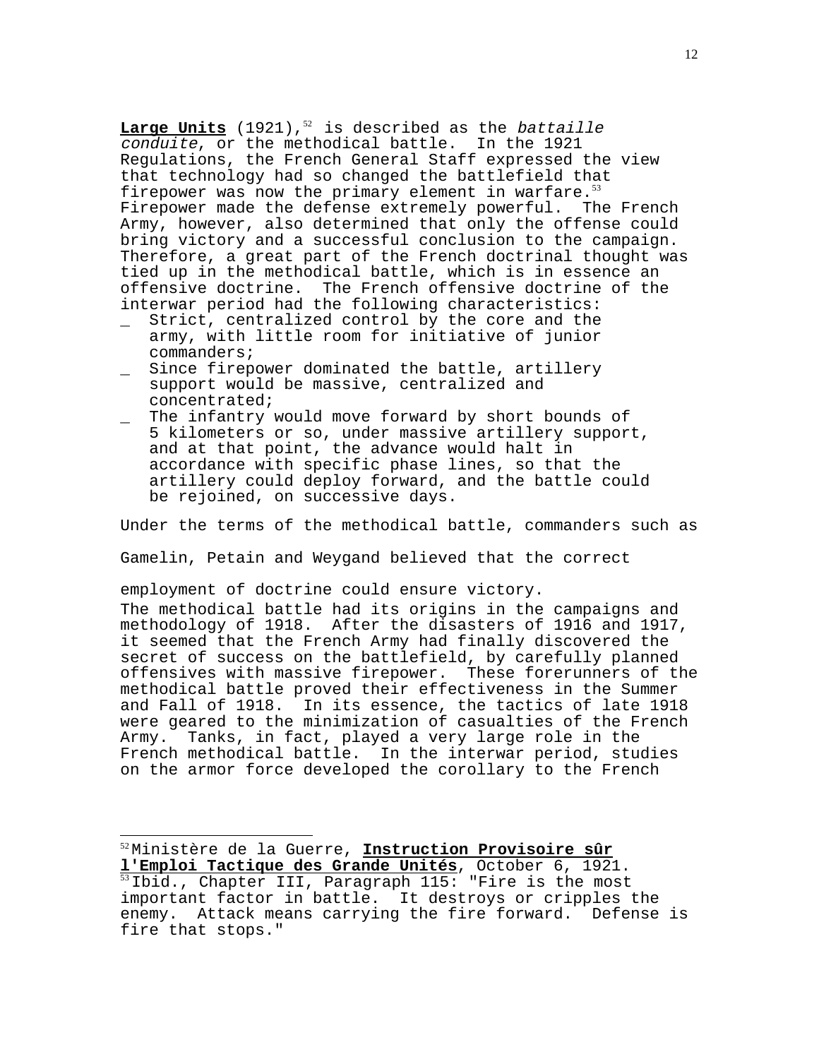**Large Units** (1921),[52] is described as the *battaille conduite*, or the methodical battle. In the 1921 Regulations, the French General Staff expressed the view that technology had so changed the battlefield that firepower was now the primary element in warfare.[53] Firepower made the defense extremely powerful. The French Army, however, also determined that only the offense could bring victory and a successful conclusion to the campaign. Therefore, a great part of the French doctrinal thought was tied up in the methodical battle, which is in essence an offensive doctrine. The French offensive doctrine of the interwar period had the following characteristics:

- Strict, centralized control by the core and the army, with little room for initiative of junior commanders;
- Since firepower dominated the battle, artillery support would be massive, centralized and concentrated;
- The infantry would move forward by short bounds of 5 kilometers or so, under massive artillery support, and at that point, the advance would halt in accordance with specific phase lines, so that the artillery could deploy forward, and the battle could be rejoined, on successive days.

Under the terms of the methodical battle, commanders such as Gamelin, Petain and Weygand believed that the correct employment of doctrine could ensure victory.

The methodical battle had its origins in the campaigns and methodology of 1918. After the disasters of 1916 and 1917, it seemed that the French Army had finally discovered the secret of success on the battlefield, by carefully planned offensives with massive firepower. These forerunners of the methodical battle proved their effectiveness in the Summer and Fall of 1918. In its essence, the tactics of late 1918 were geared to the minimization of casualties of the French Army. Tanks, in fact, played a very large role in the French methodical battle. In the interwar period, studies on the armor force developed the corollary to the French

---

[52] Ministère de la Guerre, **Instruction Provisoire sûr l'Emploi Tactique des Grande Unités**, October 6, 1921.

[53] Ibid., Chapter III, Paragraph 115: "Fire is the most important factor in battle. It destroys or cripples the enemy. Attack means carrying the fire forward. Defense is fire that stops."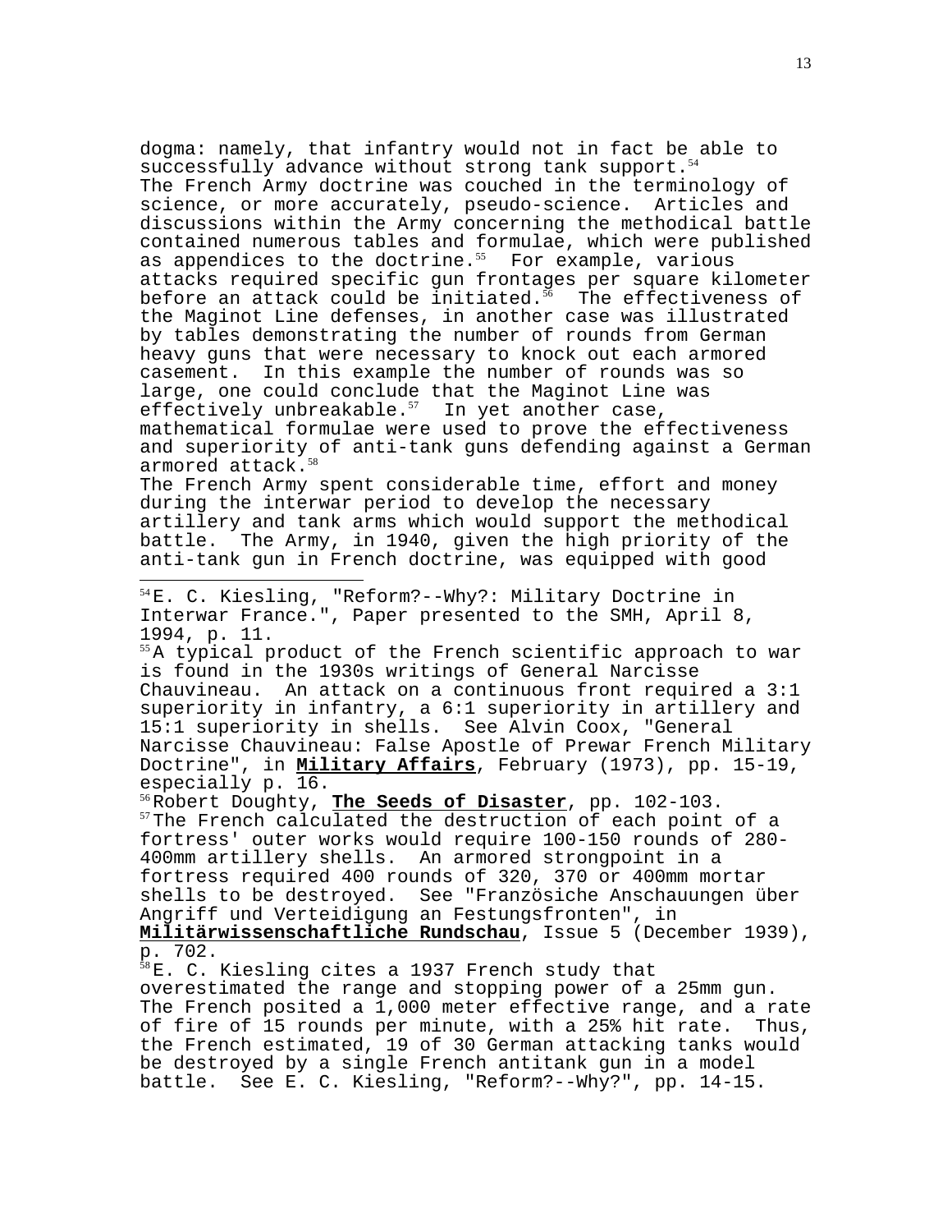dogma: namely, that infantry would not in fact be able to successfully advance without strong tank support.[54]

The French Army doctrine was couched in the terminology of science, or more accurately, pseudo-science. Articles and discussions within the Army concerning the methodical battle contained numerous tables and formulae, which were published as appendices to the doctrine.[55] For example, various attacks required specific gun frontages per square kilometer before an attack could be initiated.[56] The effectiveness of the Maginot Line defenses, in another case was illustrated by tables demonstrating the number of rounds from German heavy guns that were necessary to knock out each armored casement. In this example the number of rounds was so large, one could conclude that the Maginot Line was effectively unbreakable.[57] In yet another case, mathematical formulae were used to prove the effectiveness and superiority of anti-tank guns defending against a German armored attack.[58]

The French Army spent considerable time, effort and money during the interwar period to develop the necessary artillery and tank arms which would support the methodical battle. The Army, in 1940, given the high priority of the anti-tank gun in French doctrine, was equipped with good

---

[54] E. C. Kiesling, "Reform?--Why?: Military Doctrine in Interwar France.", Paper presented to the SMH, April 8, 1994, p. 11.

[55] A typical product of the French scientific approach to war is found in the 1930s writings of General Narcisse Chauvineau. An attack on a continuous front required a 3:1 superiority in infantry, a 6:1 superiority in artillery and 15:1 superiority in shells. See Alvin Coox, "General Narcisse Chauvineau: False Apostle of Prewar French Military Doctrine", in **Military Affairs**, February (1973), pp. 15-19, especially p. 16.

[56] Robert Doughty, **The Seeds of Disaster**, pp. 102-103.

[57] The French calculated the destruction of each point of a fortress' outer works would require 100-150 rounds of 280-400mm artillery shells. An armored strongpoint in a fortress required 400 rounds of 320, 370 or 400mm mortar shells to be destroyed. See "Französiche Anschauungen über Angriff und Verteidigung an Festungsfronten", in **Militärwissenschaftliche Rundschau**, Issue 5 (December 1939), p. 702.

[58] E. C. Kiesling cites a 1937 French study that overestimated the range and stopping power of a 25mm gun. The French posited a 1,000 meter effective range, and a rate of fire of 15 rounds per minute, with a 25% hit rate. Thus, the French estimated, 19 of 30 German attacking tanks would be destroyed by a single French antitank gun in a model battle. See E. C. Kiesling, "Reform?--Why?", pp. 14-15.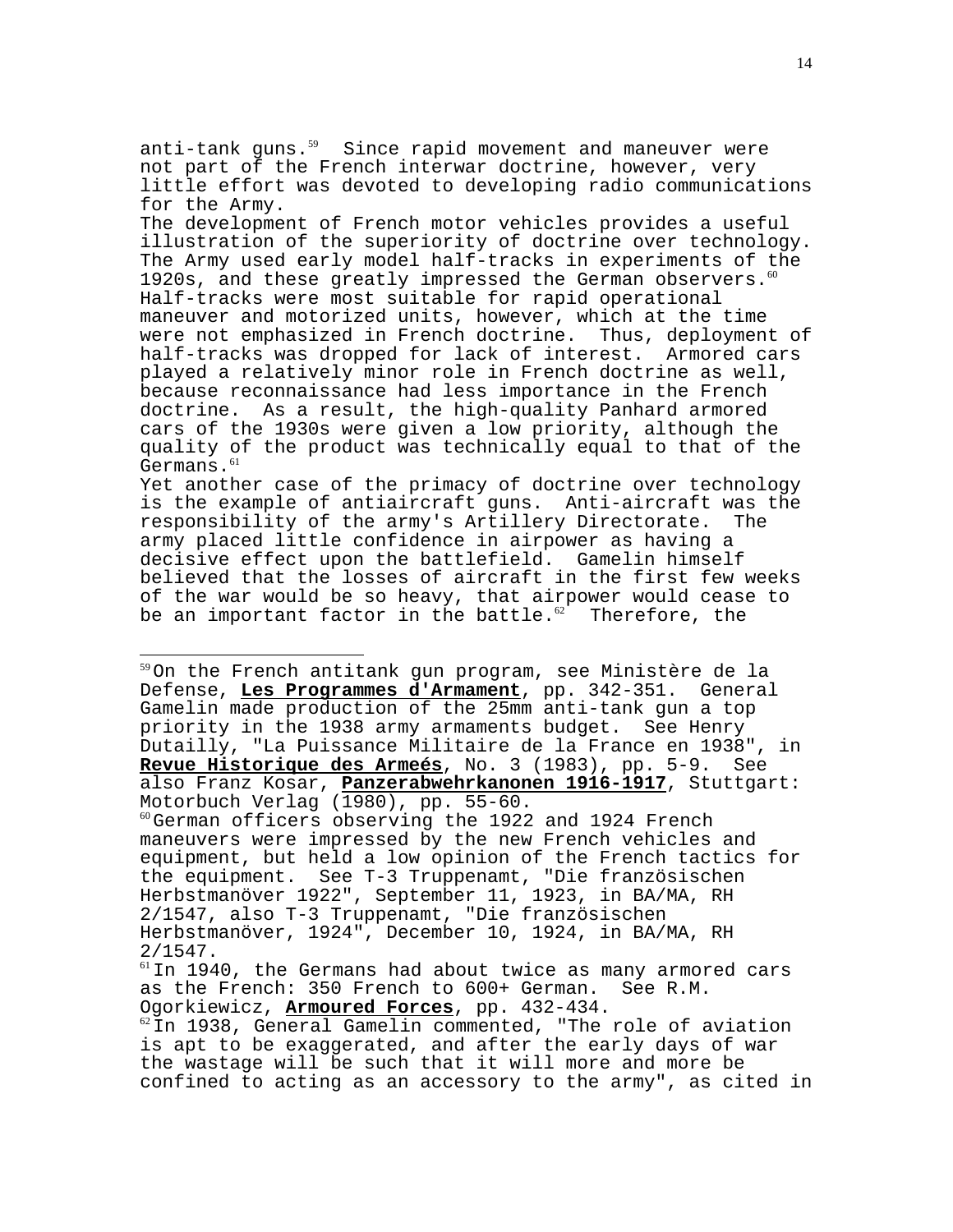anti-tank guns.[59] Since rapid movement and maneuver were not part of the French interwar doctrine, however, very little effort was devoted to developing radio communications for the Army.

The development of French motor vehicles provides a useful illustration of the superiority of doctrine over technology. The Army used early model half-tracks in experiments of the 1920s, and these greatly impressed the German observers.[60] Half-tracks were most suitable for rapid operational maneuver and motorized units, however, which at the time were not emphasized in French doctrine. Thus, deployment of half-tracks was dropped for lack of interest. Armored cars played a relatively minor role in French doctrine as well, because reconnaissance had less importance in the French doctrine. As a result, the high-quality Panhard armored cars of the 1930s were given a low priority, although the quality of the product was technically equal to that of the Germans.[61]

Yet another case of the primacy of doctrine over technology is the example of antiaircraft guns. Anti-aircraft was the responsibility of the army's Artillery Directorate. The army placed little confidence in airpower as having a decisive effect upon the battlefield. Gamelin himself believed that the losses of aircraft in the first few weeks of the war would be so heavy, that airpower would cease to be an important factor in the battle.[62] Therefore, the

---

[59] On the French antitank gun program, see Ministère de la Defense, **Les Programmes d'Armament**, pp. 342-351. General Gamelin made production of the 25mm anti-tank gun a top priority in the 1938 army armaments budget. See Henry Dutailly, "La Puissance Militaire de la France en 1938", in **Revue Historique des Armeés**, No. 3 (1983), pp. 5-9. See also Franz Kosar, **Panzerabwehrkanonen 1916-1917**, Stuttgart: Motorbuch Verlag (1980), pp. 55-60.

[60] German officers observing the 1922 and 1924 French maneuvers were impressed by the new French vehicles and equipment, but held a low opinion of the French tactics for the equipment. See T-3 Truppenamt, "Die französischen Herbstmanöver 1922", September 11, 1923, in BA/MA, RH 2/1547, also T-3 Truppenamt, "Die französischen Herbstmanöver, 1924", December 10, 1924, in BA/MA, RH 2/1547.

[61] In 1940, the Germans had about twice as many armored cars as the French: 350 French to 600+ German. See R.M. Ogorkiewicz, **Armoured Forces**, pp. 432-434.

[62] In 1938, General Gamelin commented, "The role of aviation is apt to be exaggerated, and after the early days of war the wastage will be such that it will more and more be confined to acting as an accessory to the army", as cited in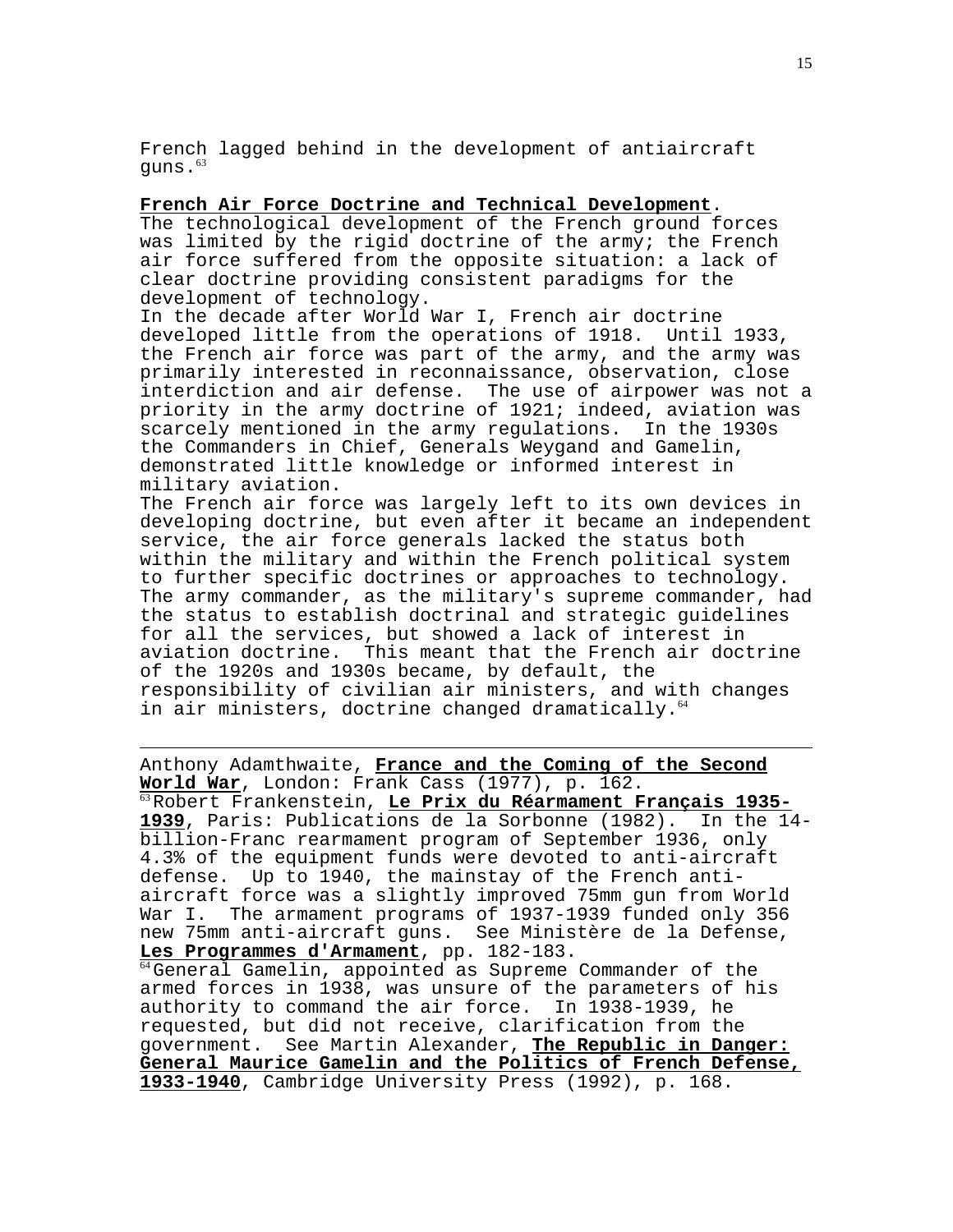French lagged behind in the development of antiaircraft guns.[63]

**French Air Force Doctrine and Technical Development**. The technological development of the French ground forces was limited by the rigid doctrine of the army; the French air force suffered from the opposite situation: a lack of clear doctrine providing consistent paradigms for the development of technology.

In the decade after World War I, French air doctrine developed little from the operations of 1918. Until 1933, the French air force was part of the army, and the army was primarily interested in reconnaissance, observation, close interdiction and air defense. The use of airpower was not a priority in the army doctrine of 1921; indeed, aviation was scarcely mentioned in the army regulations. In the 1930s the Commanders in Chief, Generals Weygand and Gamelin, demonstrated little knowledge or informed interest in military aviation.

The French air force was largely left to its own devices in developing doctrine, but even after it became an independent service, the air force generals lacked the status both within the military and within the French political system to further specific doctrines or approaches to technology. The army commander, as the military's supreme commander, had the status to establish doctrinal and strategic guidelines for all the services, but showed a lack of interest in aviation doctrine. This meant that the French air doctrine of the 1920s and 1930s became, by default, the responsibility of civilian air ministers, and with changes in air ministers, doctrine changed dramatically.[64]

---

Anthony Adamthwaite, **France and the Coming of the Second World War**, London: Frank Cass (1977), p. 162.

[63] Robert Frankenstein, **Le Prix du Réarmament Français 1935-1939**, Paris: Publications de la Sorbonne (1982). In the 14-billion-Franc rearmament program of September 1936, only 4.3% of the equipment funds were devoted to anti-aircraft defense. Up to 1940, the mainstay of the French anti-aircraft force was a slightly improved 75mm gun from World War I. The armament programs of 1937-1939 funded only 356 new 75mm anti-aircraft guns. See Ministère de la Defense, **Les Programmes d'Armament**, pp. 182-183.

[64] General Gamelin, appointed as Supreme Commander of the armed forces in 1938, was unsure of the parameters of his authority to command the air force. In 1938-1939, he requested, but did not receive, clarification from the government. See Martin Alexander, **The Republic in Danger: General Maurice Gamelin and the Politics of French Defense, 1933-1940**, Cambridge University Press (1992), p. 168.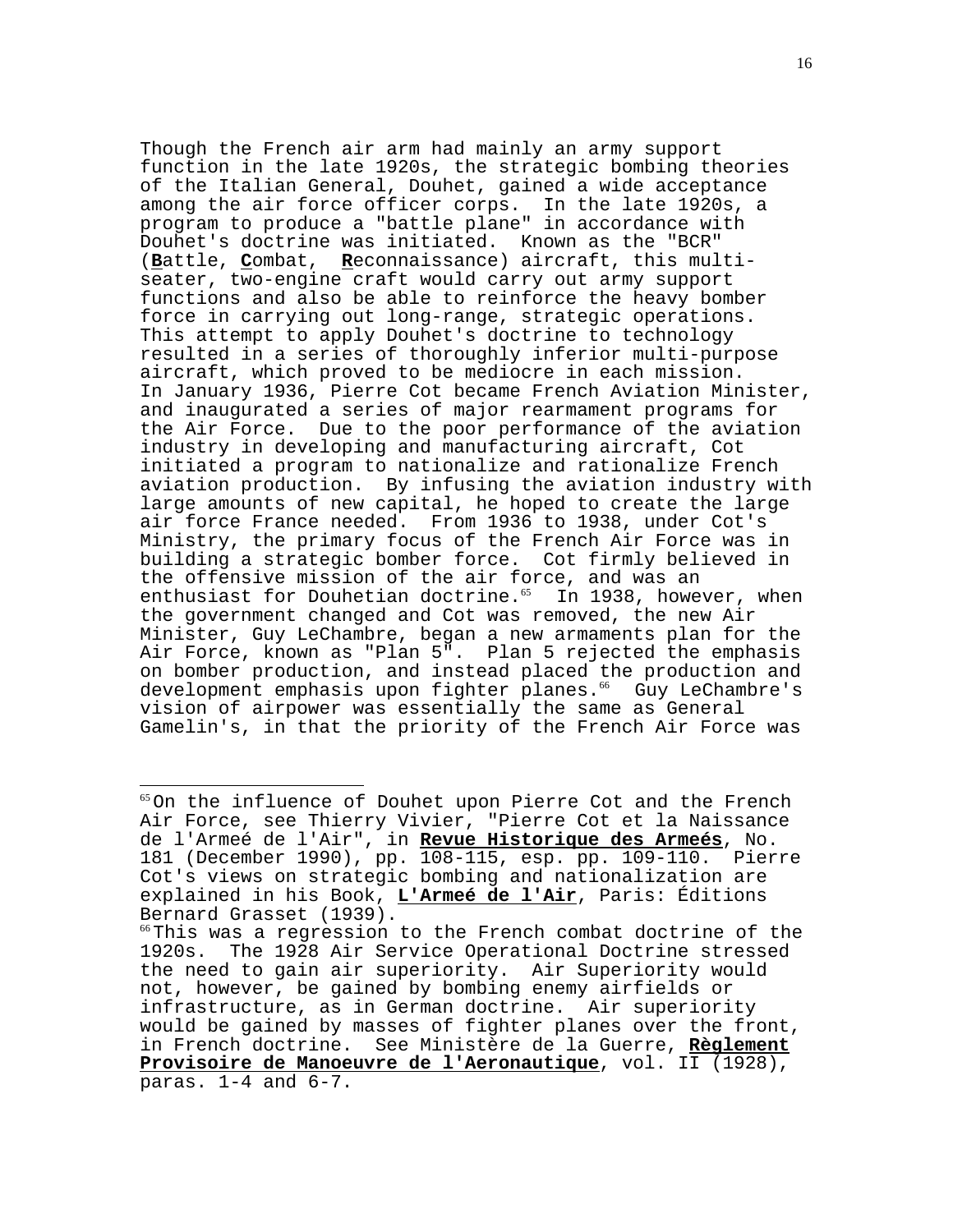Though the French air arm had mainly an army support function in the late 1920s, the strategic bombing theories of the Italian General, Douhet, gained a wide acceptance among the air force officer corps. In the late 1920s, a program to produce a "battle plane" in accordance with Douhet's doctrine was initiated. Known as the "BCR" (**B**attle, **C**ombat, **R**econnaissance) aircraft, this multi-seater, two-engine craft would carry out army support functions and also be able to reinforce the heavy bomber force in carrying out long-range, strategic operations. This attempt to apply Douhet's doctrine to technology resulted in a series of thoroughly inferior multi-purpose aircraft, which proved to be mediocre in each mission. In January 1936, Pierre Cot became French Aviation Minister, and inaugurated a series of major rearmament programs for the Air Force. Due to the poor performance of the aviation industry in developing and manufacturing aircraft, Cot initiated a program to nationalize and rationalize French aviation production. By infusing the aviation industry with large amounts of new capital, he hoped to create the large air force France needed. From 1936 to 1938, under Cot's Ministry, the primary focus of the French Air Force was in building a strategic bomber force. Cot firmly believed in the offensive mission of the air force, and was an enthusiast for Douhetian doctrine.[65] In 1938, however, when the government changed and Cot was removed, the new Air Minister, Guy LeChambre, began a new armaments plan for the Air Force, known as "Plan 5". Plan 5 rejected the emphasis on bomber production, and instead placed the production and development emphasis upon fighter planes.[66] Guy LeChambre's vision of airpower was essentially the same as General Gamelin's, in that the priority of the French Air Force was

---

[65] On the influence of Douhet upon Pierre Cot and the French Air Force, see Thierry Vivier, "Pierre Cot et la Naissance de l'Armeé de l'Air", in **Revue Historique des Armeés**, No. 181 (December 1990), pp. 108-115, esp. pp. 109-110. Pierre Cot's views on strategic bombing and nationalization are explained in his Book, **L'Armeé de l'Air**, Paris: Éditions Bernard Grasset (1939).

[66] This was a regression to the French combat doctrine of the 1920s. The 1928 Air Service Operational Doctrine stressed the need to gain air superiority. Air Superiority would not, however, be gained by bombing enemy airfields or infrastructure, as in German doctrine. Air superiority would be gained by masses of fighter planes over the front, in French doctrine. See Ministère de la Guerre, **Règlement Provisoire de Manoeuvre de l'Aeronautique**, vol. II (1928), paras. 1-4 and 6-7.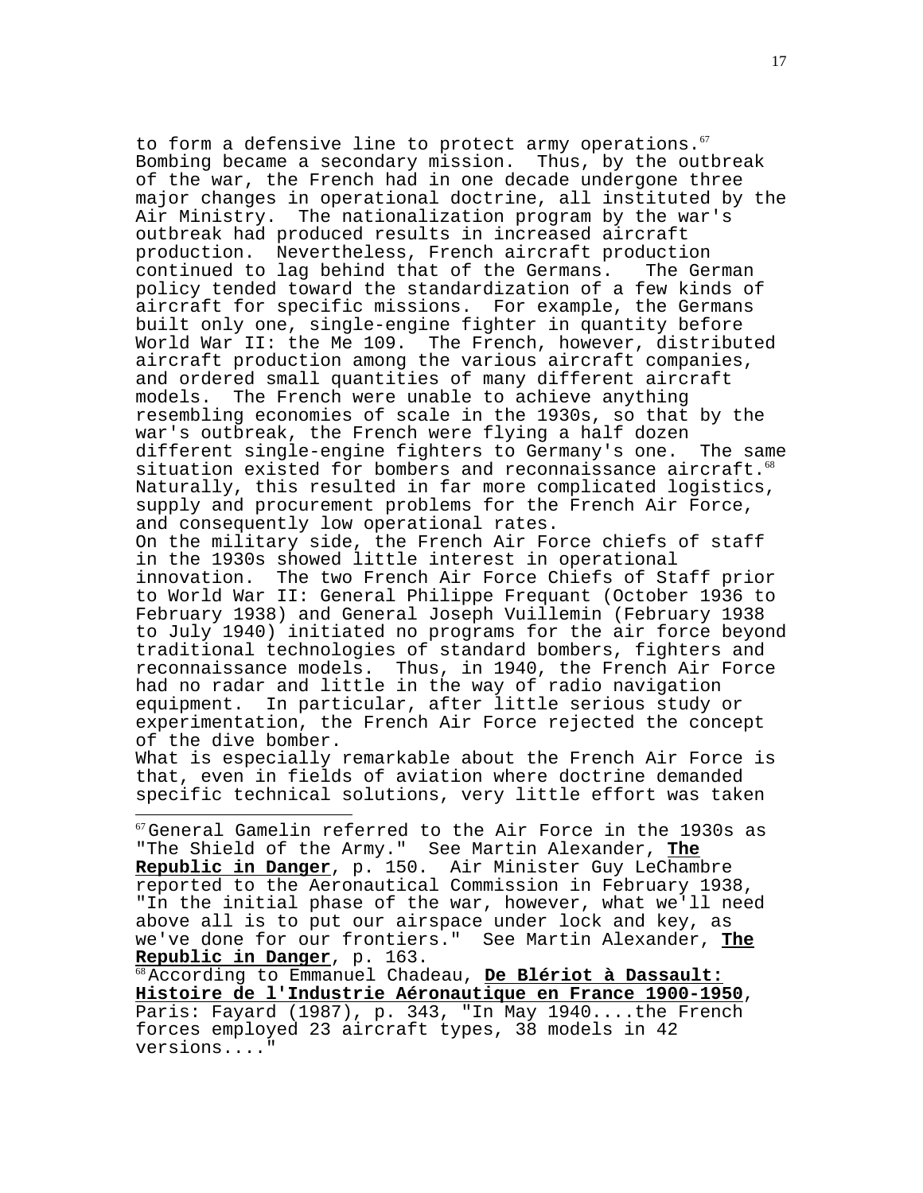to form a defensive line to protect army operations.[67] Bombing became a secondary mission. Thus, by the outbreak of the war, the French had in one decade undergone three major changes in operational doctrine, all instituted by the Air Ministry. The nationalization program by the war's outbreak had produced results in increased aircraft production. Nevertheless, French aircraft production continued to lag behind that of the Germans. The German policy tended toward the standardization of a few kinds of aircraft for specific missions. For example, the Germans built only one, single-engine fighter in quantity before World War II: the Me 109. The French, however, distributed aircraft production among the various aircraft companies, and ordered small quantities of many different aircraft models. The French were unable to achieve anything resembling economies of scale in the 1930s, so that by the war's outbreak, the French were flying a half dozen different single-engine fighters to Germany's one. The same situation existed for bombers and reconnaissance aircraft.[68] Naturally, this resulted in far more complicated logistics, supply and procurement problems for the French Air Force, and consequently low operational rates.

On the military side, the French Air Force chiefs of staff in the 1930s showed little interest in operational innovation. The two French Air Force Chiefs of Staff prior to World War II: General Philippe Frequant (October 1936 to February 1938) and General Joseph Vuillemin (February 1938 to July 1940) initiated no programs for the air force beyond traditional technologies of standard bombers, fighters and reconnaissance models. Thus, in 1940, the French Air Force had no radar and little in the way of radio navigation equipment. In particular, after little serious study or experimentation, the French Air Force rejected the concept of the dive bomber.

What is especially remarkable about the French Air Force is that, even in fields of aviation where doctrine demanded specific technical solutions, very little effort was taken

---

[67] General Gamelin referred to the Air Force in the 1930s as "The Shield of the Army." See Martin Alexander, **The Republic in Danger**, p. 150. Air Minister Guy LeChambre reported to the Aeronautical Commission in February 1938, "In the initial phase of the war, however, what we'll need above all is to put our airspace under lock and key, as we've done for our frontiers." See Martin Alexander, **The Republic in Danger**, p. 163.

[68] According to Emmanuel Chadeau, **De Blériot à Dassault: Histoire de l'Industrie Aéronautique en France 1900-1950**, Paris: Fayard (1987), p. 343, "In May 1940....the French forces employed 23 aircraft types, 38 models in 42 versions...."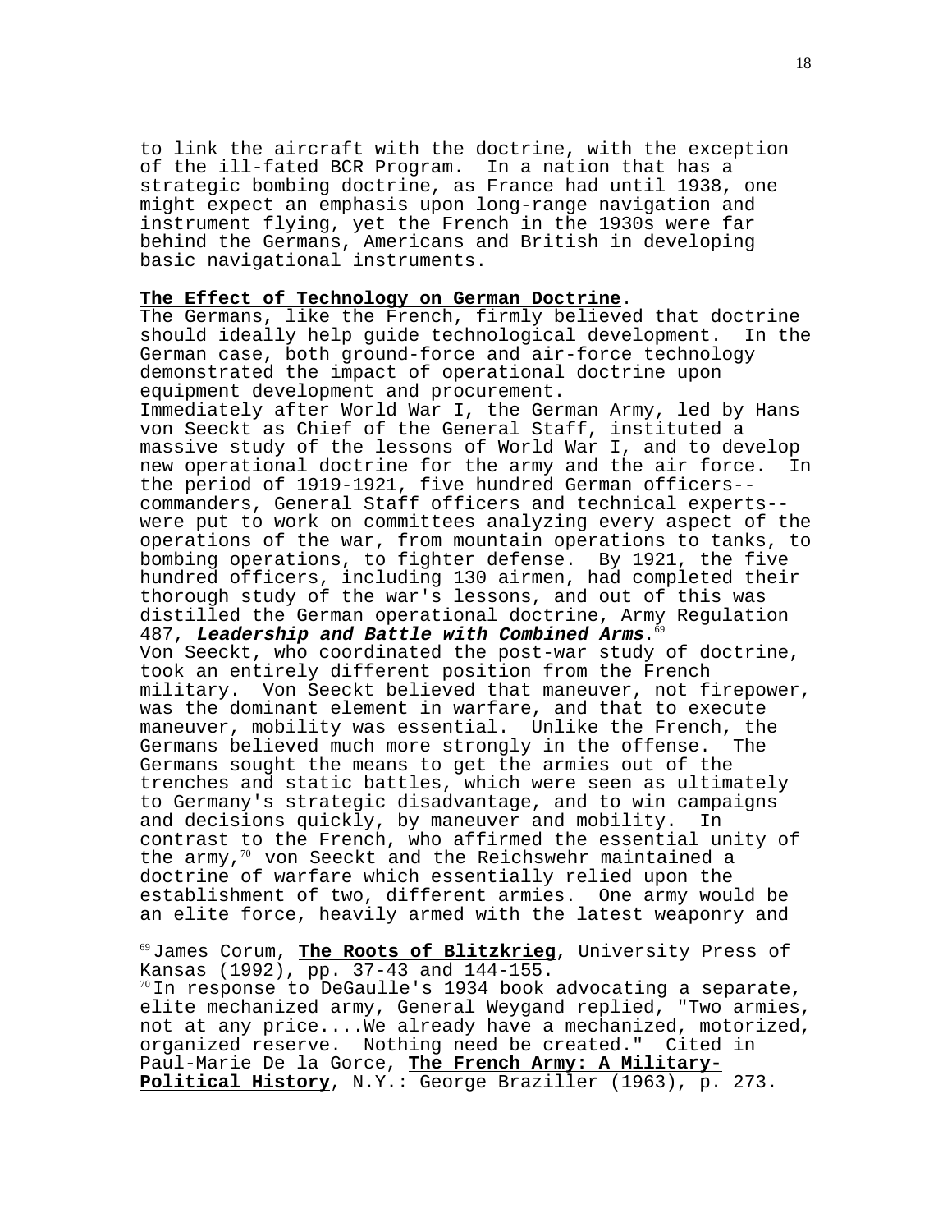to link the aircraft with the doctrine, with the exception of the ill-fated BCR Program. In a nation that has a strategic bombing doctrine, as France had until 1938, one might expect an emphasis upon long-range navigation and instrument flying, yet the French in the 1930s were far behind the Germans, Americans and British in developing basic navigational instruments.

**The Effect of Technology on German Doctrine**.

The Germans, like the French, firmly believed that doctrine should ideally help guide technological development. In the German case, both ground-force and air-force technology demonstrated the impact of operational doctrine upon equipment development and procurement.

Immediately after World War I, the German Army, led by Hans von Seeckt as Chief of the General Staff, instituted a massive study of the lessons of World War I, and to develop new operational doctrine for the army and the air force. In the period of 1919-1921, five hundred German officers--commanders, General Staff officers and technical experts--were put to work on committees analyzing every aspect of the operations of the war, from mountain operations to tanks, to bombing operations, to fighter defense. By 1921, the five hundred officers, including 130 airmen, had completed their thorough study of the war's lessons, and out of this was distilled the German operational doctrine, Army Regulation 487, ***Leadership and Battle with Combined Arms***.[69]

Von Seeckt, who coordinated the post-war study of doctrine, took an entirely different position from the French military. Von Seeckt believed that maneuver, not firepower, was the dominant element in warfare, and that to execute maneuver, mobility was essential. Unlike the French, the Germans believed much more strongly in the offense. The Germans sought the means to get the armies out of the trenches and static battles, which were seen as ultimately to Germany's strategic disadvantage, and to win campaigns and decisions quickly, by maneuver and mobility. In contrast to the French, who affirmed the essential unity of the army,[70] von Seeckt and the Reichswehr maintained a doctrine of warfare which essentially relied upon the establishment of two, different armies. One army would be an elite force, heavily armed with the latest weaponry and

---

[69] James Corum, **The Roots of Blitzkrieg**, University Press of Kansas (1992), pp. 37-43 and 144-155.

[70] In response to DeGaulle's 1934 book advocating a separate, elite mechanized army, General Weygand replied, "Two armies, not at any price....We already have a mechanized, motorized, organized reserve. Nothing need be created." Cited in Paul-Marie De la Gorce, **The French Army: A Military-Political History**, N.Y.: George Braziller (1963), p. 273.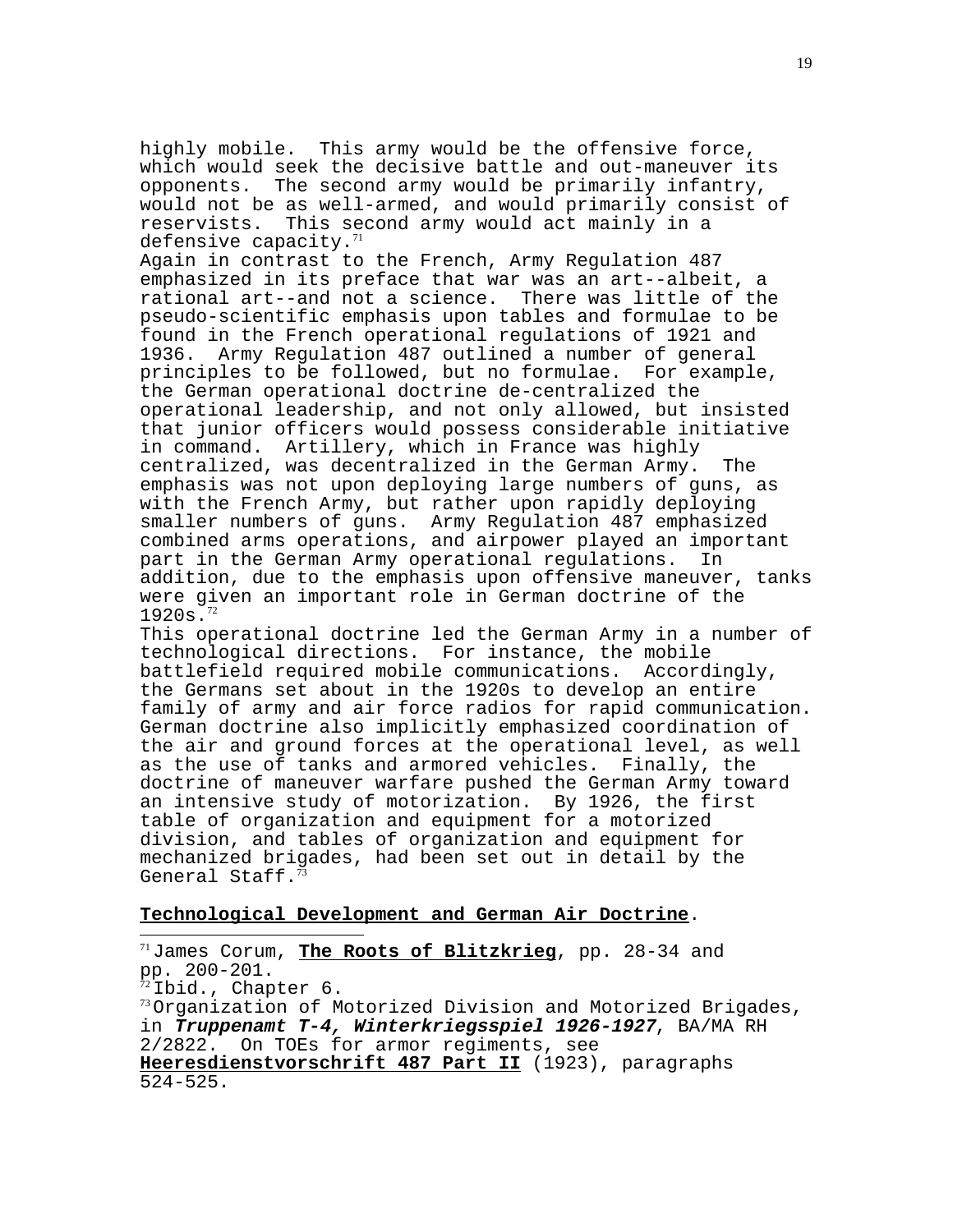highly mobile. This army would be the offensive force, which would seek the decisive battle and out-maneuver its opponents. The second army would be primarily infantry, would not be as well-armed, and would primarily consist of reservists. This second army would act mainly in a defensive capacity.[71]

Again in contrast to the French, Army Regulation 487 emphasized in its preface that war was an art--albeit, a rational art--and not a science. There was little of the pseudo-scientific emphasis upon tables and formulae to be found in the French operational regulations of 1921 and 1936. Army Regulation 487 outlined a number of general principles to be followed, but no formulae. For example, the German operational doctrine de-centralized the operational leadership, and not only allowed, but insisted that junior officers would possess considerable initiative in command. Artillery, which in France was highly centralized, was decentralized in the German Army. The emphasis was not upon deploying large numbers of guns, as with the French Army, but rather upon rapidly deploying smaller numbers of guns. Army Regulation 487 emphasized combined arms operations, and airpower played an important part in the German Army operational regulations. In addition, due to the emphasis upon offensive maneuver, tanks were given an important role in German doctrine of the 1920s.[72]

This operational doctrine led the German Army in a number of technological directions. For instance, the mobile battlefield required mobile communications. Accordingly, the Germans set about in the 1920s to develop an entire family of army and air force radios for rapid communication. German doctrine also implicitly emphasized coordination of the air and ground forces at the operational level, as well as the use of tanks and armored vehicles. Finally, the doctrine of maneuver warfare pushed the German Army toward an intensive study of motorization. By 1926, the first table of organization and equipment for a motorized division, and tables of organization and equipment for mechanized brigades, had been set out in detail by the General Staff.[73]

**Technological Development and German Air Doctrine**.

---

[71] James Corum, **The Roots of Blitzkrieg**, pp. 28-34 and pp. 200-201.

[72] Ibid., Chapter 6.

[73] Organization of Motorized Division and Motorized Brigades, in ***Truppenamt T-4, Winterkriegsspiel 1926-1927***, BA/MA RH 2/2822. On TOEs for armor regiments, see **Heeresdienstvorschrift 487 Part II** (1923), paragraphs 524-525.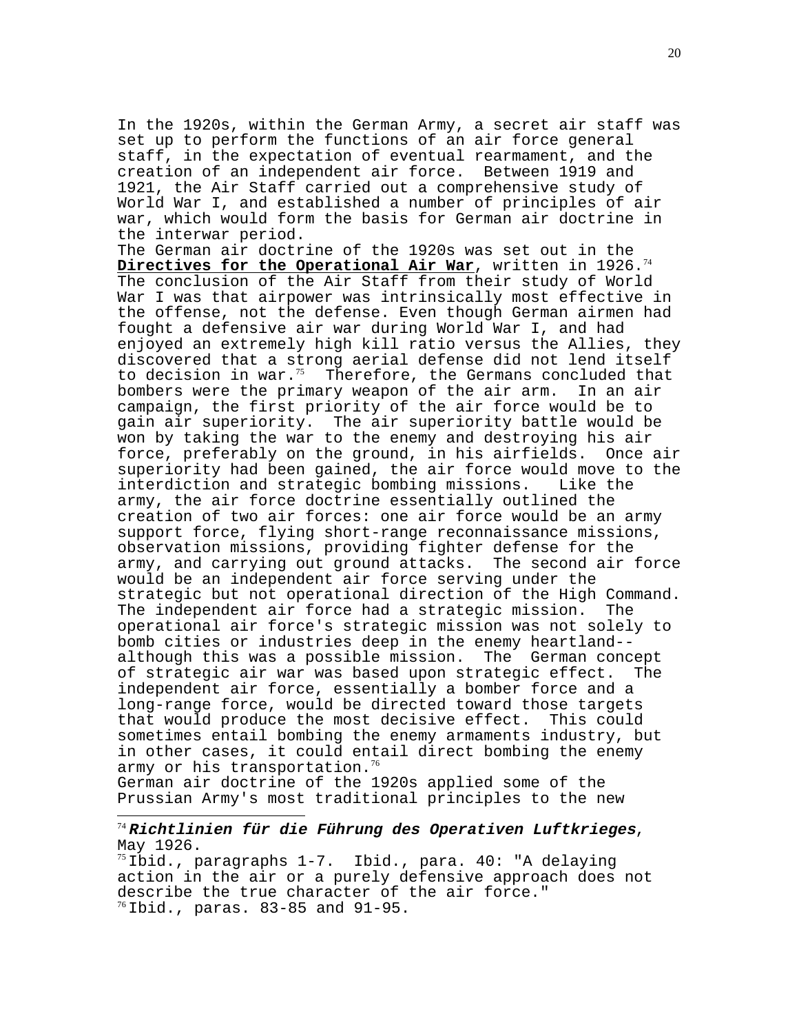In the 1920s, within the German Army, a secret air staff was set up to perform the functions of an air force general staff, in the expectation of eventual rearmament, and the creation of an independent air force. Between 1919 and 1921, the Air Staff carried out a comprehensive study of World War I, and established a number of principles of air war, which would form the basis for German air doctrine in the interwar period.

The German air doctrine of the 1920s was set out in the **Directives for the Operational Air War**, written in 1926.[74] The conclusion of the Air Staff from their study of World War I was that airpower was intrinsically most effective in the offense, not the defense. Even though German airmen had fought a defensive air war during World War I, and had enjoyed an extremely high kill ratio versus the Allies, they discovered that a strong aerial defense did not lend itself to decision in war.[75] Therefore, the Germans concluded that bombers were the primary weapon of the air arm. In an air campaign, the first priority of the air force would be to gain air superiority. The air superiority battle would be won by taking the war to the enemy and destroying his air force, preferably on the ground, in his airfields. Once air superiority had been gained, the air force would move to the interdiction and strategic bombing missions. Like the army, the air force doctrine essentially outlined the creation of two air forces: one air force would be an army support force, flying short-range reconnaissance missions, observation missions, providing fighter defense for the army, and carrying out ground attacks. The second air force would be an independent air force serving under the strategic but not operational direction of the High Command. The independent air force had a strategic mission. The operational air force's strategic mission was not solely to bomb cities or industries deep in the enemy heartland--although this was a possible mission. The German concept of strategic air war was based upon strategic effect. The independent air force, essentially a bomber force and a long-range force, would be directed toward those targets that would produce the most decisive effect. This could sometimes entail bombing the enemy armaments industry, but in other cases, it could entail direct bombing the enemy army or his transportation.[76]

German air doctrine of the 1920s applied some of the Prussian Army's most traditional principles to the new

---

[74] ***Richtlinien für die Führung des Operativen Luftkrieges***, May 1926.

[75] Ibid., paragraphs 1-7. Ibid., para. 40: "A delaying action in the air or a purely defensive approach does not describe the true character of the air force."

[76] Ibid., paras. 83-85 and 91-95.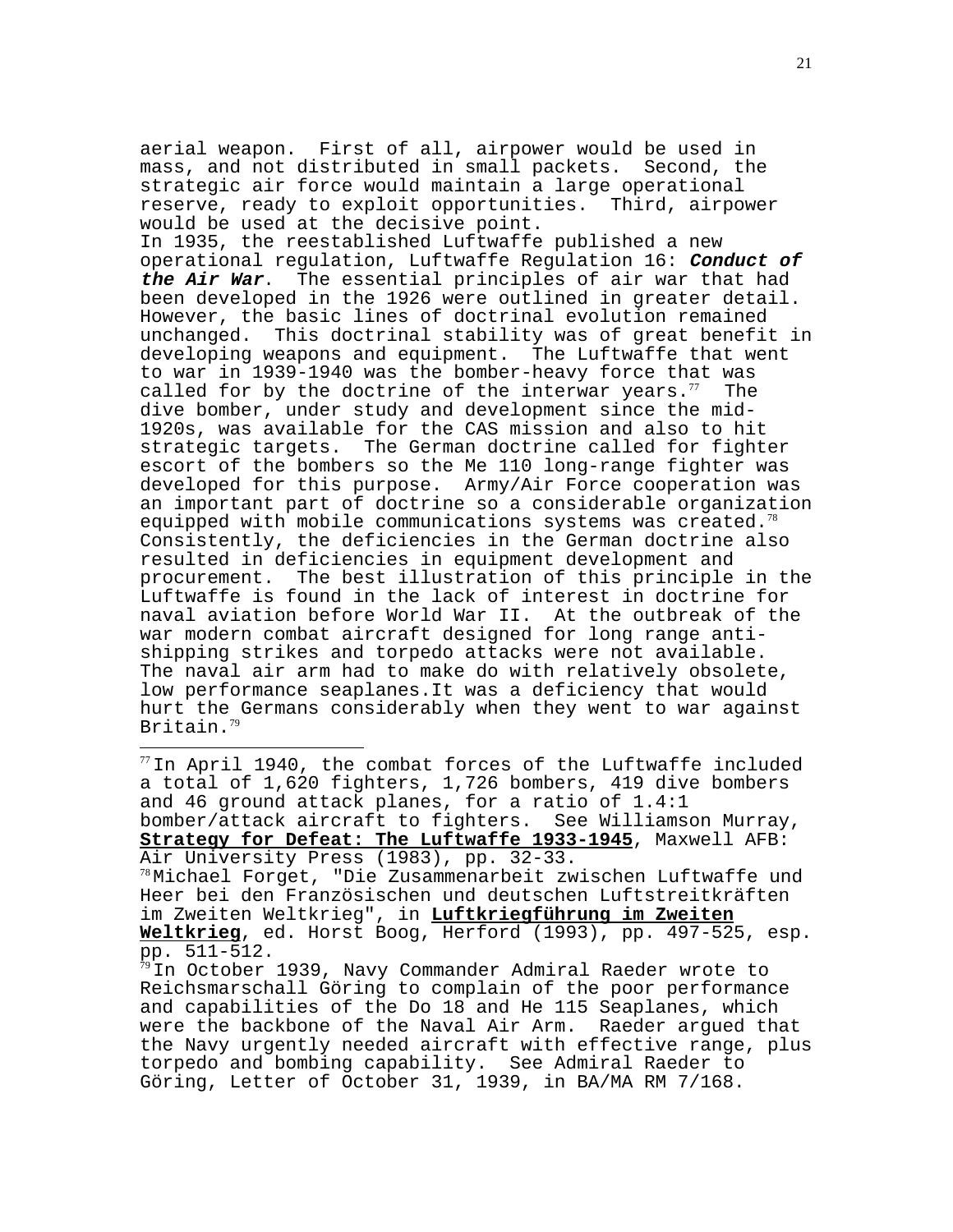aerial weapon. First of all, airpower would be used in mass, and not distributed in small packets. Second, the strategic air force would maintain a large operational reserve, ready to exploit opportunities. Third, airpower would be used at the decisive point.

In 1935, the reestablished Luftwaffe published a new operational regulation, Luftwaffe Regulation 16: ***Conduct of the Air War***. The essential principles of air war that had been developed in the 1926 were outlined in greater detail. However, the basic lines of doctrinal evolution remained unchanged. This doctrinal stability was of great benefit in developing weapons and equipment. The Luftwaffe that went to war in 1939-1940 was the bomber-heavy force that was called for by the doctrine of the interwar years.[77] The dive bomber, under study and development since the mid-1920s, was available for the CAS mission and also to hit strategic targets. The German doctrine called for fighter escort of the bombers so the Me 110 long-range fighter was developed for this purpose. Army/Air Force cooperation was an important part of doctrine so a considerable organization equipped with mobile communications systems was created.[78] Consistently, the deficiencies in the German doctrine also resulted in deficiencies in equipment development and procurement. The best illustration of this principle in the Luftwaffe is found in the lack of interest in doctrine for naval aviation before World War II. At the outbreak of the war modern combat aircraft designed for long range anti-shipping strikes and torpedo attacks were not available. The naval air arm had to make do with relatively obsolete, low performance seaplanes.It was a deficiency that would hurt the Germans considerably when they went to war against Britain.[79]

---

[77] In April 1940, the combat forces of the Luftwaffe included a total of 1,620 fighters, 1,726 bombers, 419 dive bombers and 46 ground attack planes, for a ratio of 1.4:1 bomber/attack aircraft to fighters. See Williamson Murray, **Strategy for Defeat: The Luftwaffe 1933-1945**, Maxwell AFB: Air University Press (1983), pp. 32-33.

[78] Michael Forget, "Die Zusammenarbeit zwischen Luftwaffe und Heer bei den Französischen und deutschen Luftstreitkräften im Zweiten Weltkrieg", in **Luftkriegführung im Zweiten Weltkrieg**, ed. Horst Boog, Herford (1993), pp. 497-525, esp. pp. 511-512.

[79] In October 1939, Navy Commander Admiral Raeder wrote to Reichsmarschall Göring to complain of the poor performance and capabilities of the Do 18 and He 115 Seaplanes, which were the backbone of the Naval Air Arm. Raeder argued that the Navy urgently needed aircraft with effective range, plus torpedo and bombing capability. See Admiral Raeder to Göring, Letter of October 31, 1939, in BA/MA RM 7/168.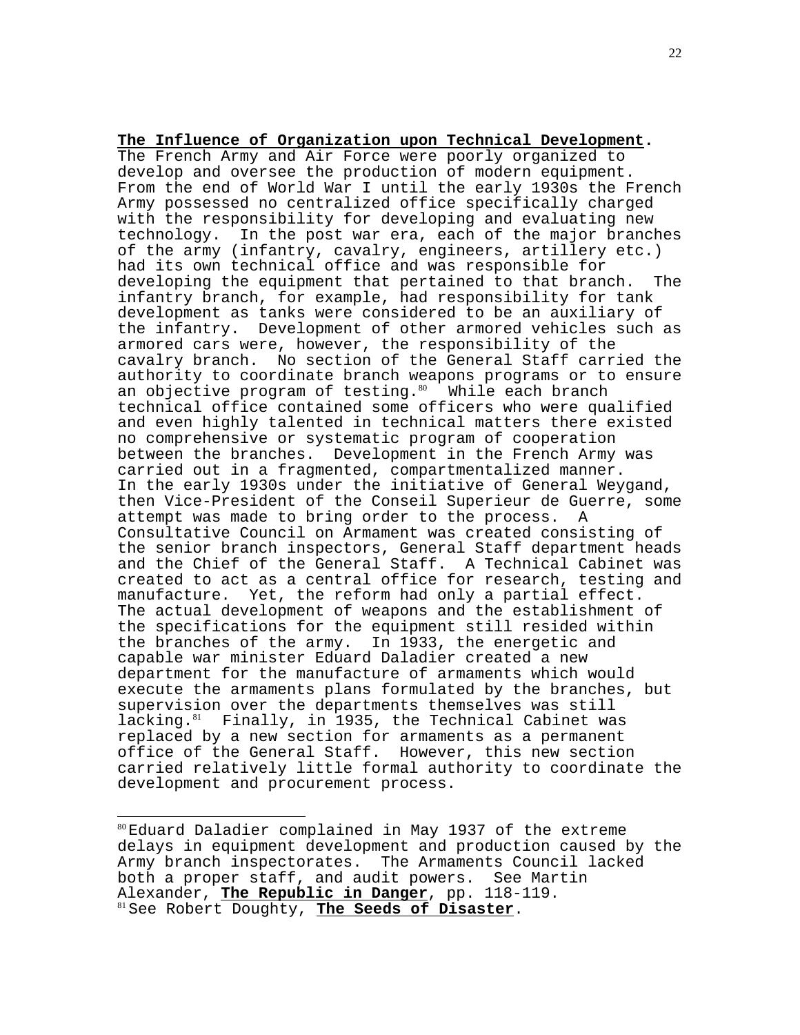**The Influence of Organization upon Technical Development.** The French Army and Air Force were poorly organized to develop and oversee the production of modern equipment. From the end of World War I until the early 1930s the French Army possessed no centralized office specifically charged with the responsibility for developing and evaluating new technology. In the post war era, each of the major branches of the army (infantry, cavalry, engineers, artillery etc.) had its own technical office and was responsible for developing the equipment that pertained to that branch. The infantry branch, for example, had responsibility for tank development as tanks were considered to be an auxiliary of the infantry. Development of other armored vehicles such as armored cars were, however, the responsibility of the cavalry branch. No section of the General Staff carried the authority to coordinate branch weapons programs or to ensure an objective program of testing.[80] While each branch technical office contained some officers who were qualified and even highly talented in technical matters there existed no comprehensive or systematic program of cooperation between the branches. Development in the French Army was carried out in a fragmented, compartmentalized manner. In the early 1930s under the initiative of General Weygand, then Vice-President of the Conseil Superieur de Guerre, some attempt was made to bring order to the process. A Consultative Council on Armament was created consisting of the senior branch inspectors, General Staff department heads and the Chief of the General Staff. A Technical Cabinet was created to act as a central office for research, testing and manufacture. Yet, the reform had only a partial effect. The actual development of weapons and the establishment of the specifications for the equipment still resided within the branches of the army. In 1933, the energetic and capable war minister Eduard Daladier created a new department for the manufacture of armaments which would execute the armaments plans formulated by the branches, but supervision over the departments themselves was still lacking.[81] Finally, in 1935, the Technical Cabinet was replaced by a new section for armaments as a permanent office of the General Staff. However, this new section carried relatively little formal authority to coordinate the development and procurement process.

---

[80] Eduard Daladier complained in May 1937 of the extreme delays in equipment development and production caused by the Army branch inspectorates. The Armaments Council lacked both a proper staff, and audit powers. See Martin Alexander, **The Republic in Danger**, pp. 118-119.

[81] See Robert Doughty, **The Seeds of Disaster**.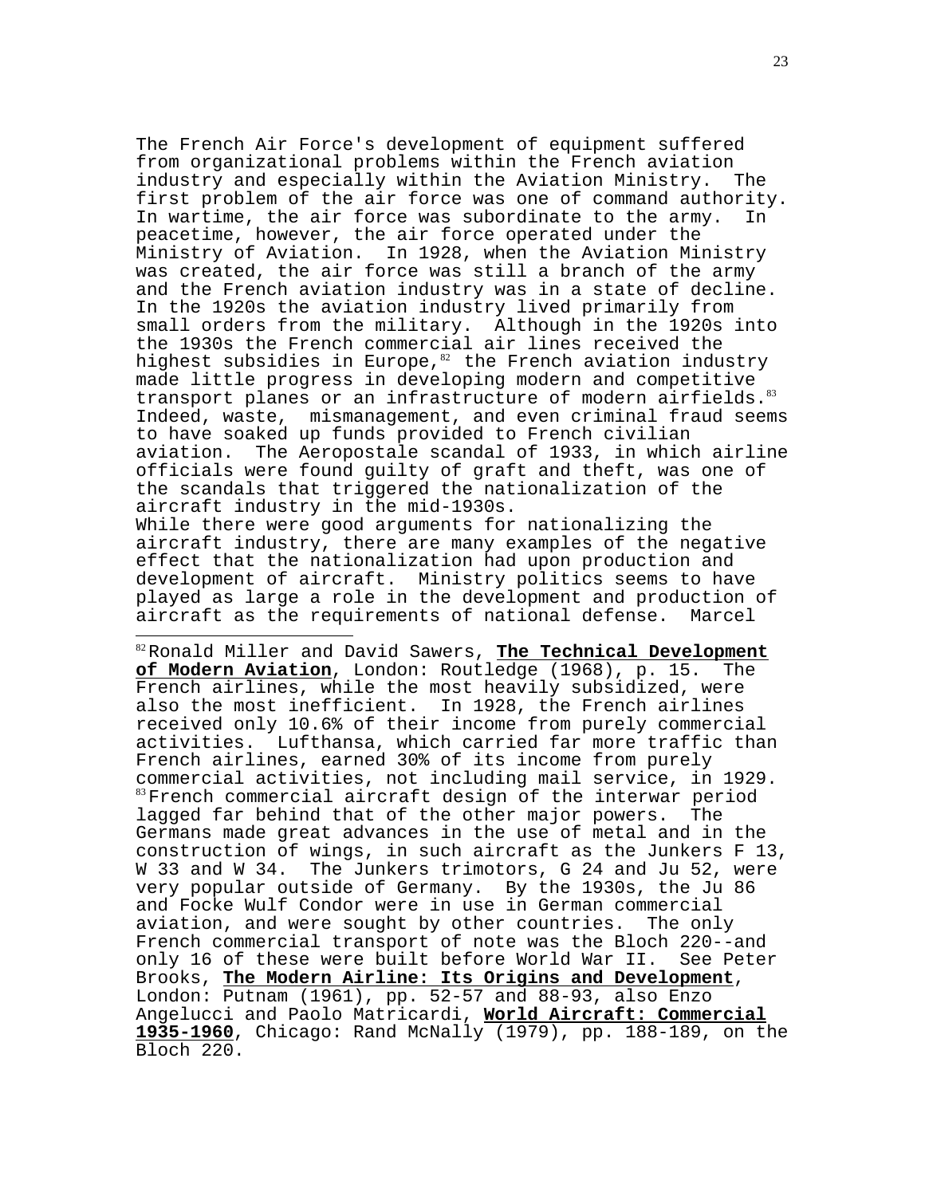The French Air Force's development of equipment suffered from organizational problems within the French aviation industry and especially within the Aviation Ministry. The first problem of the air force was one of command authority. In wartime, the air force was subordinate to the army. In peacetime, however, the air force operated under the Ministry of Aviation. In 1928, when the Aviation Ministry was created, the air force was still a branch of the army and the French aviation industry was in a state of decline. In the 1920s the aviation industry lived primarily from small orders from the military. Although in the 1920s into the 1930s the French commercial air lines received the highest subsidies in Europe,[82] the French aviation industry made little progress in developing modern and competitive transport planes or an infrastructure of modern airfields.[83] Indeed, waste, mismanagement, and even criminal fraud seems to have soaked up funds provided to French civilian aviation. The Aeropostale scandal of 1933, in which airline officials were found guilty of graft and theft, was one of the scandals that triggered the nationalization of the aircraft industry in the mid-1930s.

While there were good arguments for nationalizing the aircraft industry, there are many examples of the negative effect that the nationalization had upon production and development of aircraft. Ministry politics seems to have played as large a role in the development and production of aircraft as the requirements of national defense. Marcel

---

[82] Ronald Miller and David Sawers, **The Technical Development of Modern Aviation**, London: Routledge (1968), p. 15. The French airlines, while the most heavily subsidized, were also the most inefficient. In 1928, the French airlines received only 10.6% of their income from purely commercial activities. Lufthansa, which carried far more traffic than French airlines, earned 30% of its income from purely commercial activities, not including mail service, in 1929.

[83] French commercial aircraft design of the interwar period lagged far behind that of the other major powers. The Germans made great advances in the use of metal and in the construction of wings, in such aircraft as the Junkers F 13, W 33 and W 34. The Junkers trimotors, G 24 and Ju 52, were very popular outside of Germany. By the 1930s, the Ju 86 and Focke Wulf Condor were in use in German commercial aviation, and were sought by other countries. The only French commercial transport of note was the Bloch 220--and only 16 of these were built before World War II. See Peter Brooks, **The Modern Airline: Its Origins and Development**, London: Putnam (1961), pp. 52-57 and 88-93, also Enzo Angelucci and Paolo Matricardi, **World Aircraft: Commercial 1935-1960**, Chicago: Rand McNally (1979), pp. 188-189, on the Bloch 220.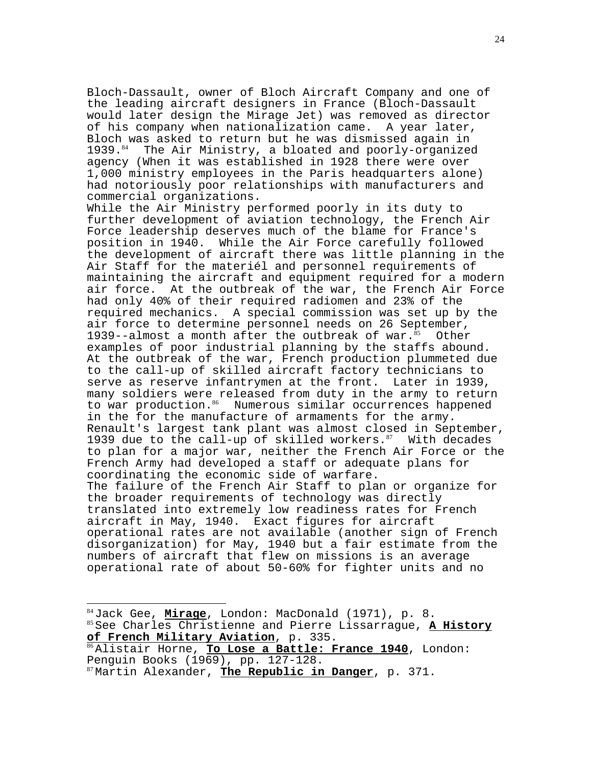Bloch-Dassault, owner of Bloch Aircraft Company and one of the leading aircraft designers in France (Bloch-Dassault would later design the Mirage Jet) was removed as director of his company when nationalization came. A year later, Bloch was asked to return but he was dismissed again in 1939.[84] The Air Ministry, a bloated and poorly-organized agency (When it was established in 1928 there were over 1,000 ministry employees in the Paris headquarters alone) had notoriously poor relationships with manufacturers and commercial organizations.

While the Air Ministry performed poorly in its duty to further development of aviation technology, the French Air Force leadership deserves much of the blame for France's position in 1940. While the Air Force carefully followed the development of aircraft there was little planning in the Air Staff for the materiél and personnel requirements of maintaining the aircraft and equipment required for a modern air force. At the outbreak of the war, the French Air Force had only 40% of their required radiomen and 23% of the required mechanics. A special commission was set up by the air force to determine personnel needs on 26 September, 1939--almost a month after the outbreak of war.[85] Other examples of poor industrial planning by the staffs abound. At the outbreak of the war, French production plummeted due to the call-up of skilled aircraft factory technicians to serve as reserve infantrymen at the front. Later in 1939, many soldiers were released from duty in the army to return to war production.[86] Numerous similar occurrences happened in the for the manufacture of armaments for the army. Renault's largest tank plant was almost closed in September, 1939 due to the call-up of skilled workers.[87] With decades to plan for a major war, neither the French Air Force or the French Army had developed a staff or adequate plans for coordinating the economic side of warfare.

The failure of the French Air Staff to plan or organize for the broader requirements of technology was directly translated into extremely low readiness rates for French aircraft in May, 1940. Exact figures for aircraft operational rates are not available (another sign of French disorganization) for May, 1940 but a fair estimate from the numbers of aircraft that flew on missions is an average operational rate of about 50-60% for fighter units and no

---

[84] Jack Gee, **Mirage**, London: MacDonald (1971), p. 8.

[85] See Charles Christienne and Pierre Lissarrague, **A History of French Military Aviation**, p. 335.

[86] Alistair Horne, **To Lose a Battle: France 1940**, London: Penguin Books (1969), pp. 127-128.

[87] Martin Alexander, **The Republic in Danger**, p. 371.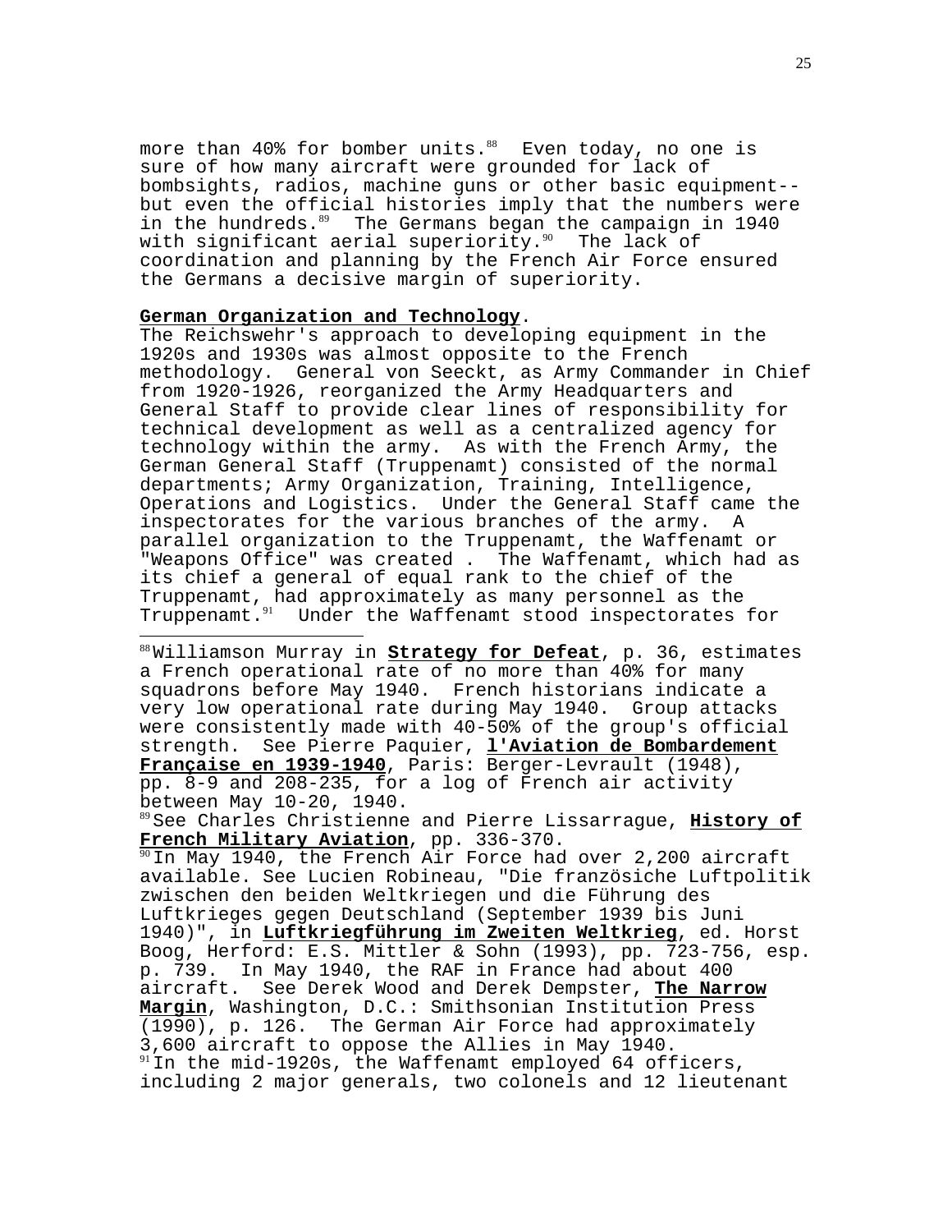more than 40% for bomber units.[88] Even today, no one is sure of how many aircraft were grounded for lack of bombsights, radios, machine guns or other basic equipment--but even the official histories imply that the numbers were in the hundreds.[89] The Germans began the campaign in 1940 with significant aerial superiority.[90] The lack of coordination and planning by the French Air Force ensured the Germans a decisive margin of superiority.

**German Organization and Technology**.
The Reichswehr's approach to developing equipment in the 1920s and 1930s was almost opposite to the French methodology. General von Seeckt, as Army Commander in Chief from 1920-1926, reorganized the Army Headquarters and General Staff to provide clear lines of responsibility for technical development as well as a centralized agency for technology within the army. As with the French Army, the German General Staff (Truppenamt) consisted of the normal departments; Army Organization, Training, Intelligence, Operations and Logistics. Under the General Staff came the inspectorates for the various branches of the army. A parallel organization to the Truppenamt, the Waffenamt or "Weapons Office" was created . The Waffenamt, which had as its chief a general of equal rank to the chief of the Truppenamt, had approximately as many personnel as the Truppenamt.[91] Under the Waffenamt stood inspectorates for

---

[88] Williamson Murray in **Strategy for Defeat**, p. 36, estimates a French operational rate of no more than 40% for many squadrons before May 1940. French historians indicate a very low operational rate during May 1940. Group attacks were consistently made with 40-50% of the group's official strength. See Pierre Paquier, **l'Aviation de Bombardement Française en 1939-1940**, Paris: Berger-Levrault (1948), pp. 8-9 and 208-235, for a log of French air activity between May 10-20, 1940.

[89] See Charles Christienne and Pierre Lissarrague, **History of French Military Aviation**, pp. 336-370.

[90] In May 1940, the French Air Force had over 2,200 aircraft available. See Lucien Robineau, "Die französiche Luftpolitik zwischen den beiden Weltkriegen und die Führung des Luftkrieges gegen Deutschland (September 1939 bis Juni 1940)", in **Luftkriegführung im Zweiten Weltkrieg**, ed. Horst Boog, Herford: E.S. Mittler & Sohn (1993), pp. 723-756, esp. p. 739. In May 1940, the RAF in France had about 400 aircraft. See Derek Wood and Derek Dempster, **The Narrow Margin**, Washington, D.C.: Smithsonian Institution Press (1990), p. 126. The German Air Force had approximately 3,600 aircraft to oppose the Allies in May 1940.

[91] In the mid-1920s, the Waffenamt employed 64 officers, including 2 major generals, two colonels and 12 lieutenant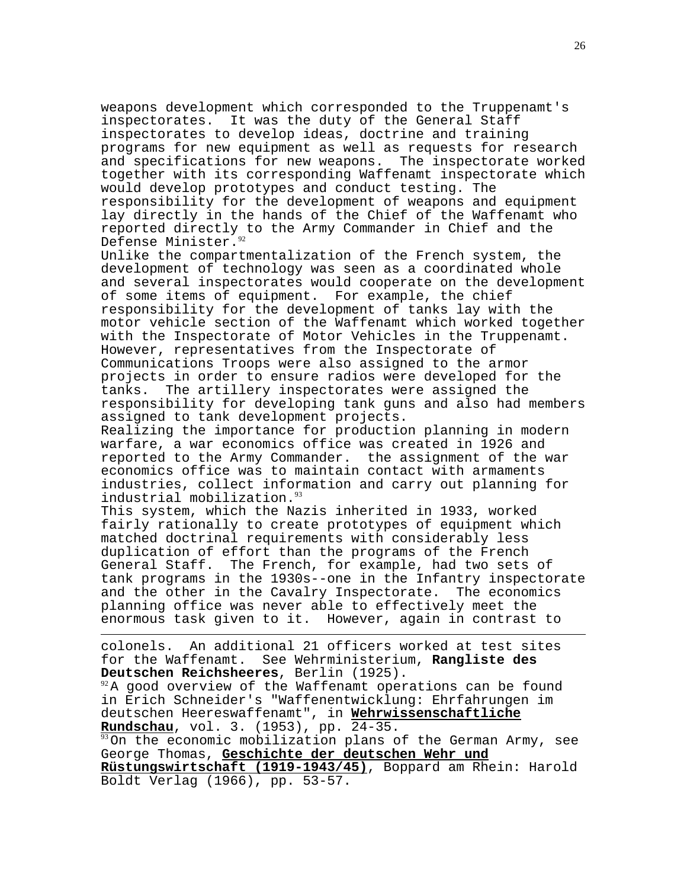weapons development which corresponded to the Truppenamt's inspectorates. It was the duty of the General Staff inspectorates to develop ideas, doctrine and training programs for new equipment as well as requests for research and specifications for new weapons. The inspectorate worked together with its corresponding Waffenamt inspectorate which would develop prototypes and conduct testing. The responsibility for the development of weapons and equipment lay directly in the hands of the Chief of the Waffenamt who reported directly to the Army Commander in Chief and the Defense Minister.[92]

Unlike the compartmentalization of the French system, the development of technology was seen as a coordinated whole and several inspectorates would cooperate on the development of some items of equipment. For example, the chief responsibility for the development of tanks lay with the motor vehicle section of the Waffenamt which worked together with the Inspectorate of Motor Vehicles in the Truppenamt. However, representatives from the Inspectorate of Communications Troops were also assigned to the armor projects in order to ensure radios were developed for the tanks. The artillery inspectorates were assigned the responsibility for developing tank guns and also had members assigned to tank development projects.

Realizing the importance for production planning in modern warfare, a war economics office was created in 1926 and reported to the Army Commander. the assignment of the war economics office was to maintain contact with armaments industries, collect information and carry out planning for industrial mobilization.[93]

This system, which the Nazis inherited in 1933, worked fairly rationally to create prototypes of equipment which matched doctrinal requirements with considerably less duplication of effort than the programs of the French General Staff. The French, for example, had two sets of tank programs in the 1930s--one in the Infantry inspectorate and the other in the Cavalry Inspectorate. The economics planning office was never able to effectively meet the enormous task given to it. However, again in contrast to

---

colonels. An additional 21 officers worked at test sites for the Waffenamt. See Wehrministerium, **Rangliste des Deutschen Reichsheeres**, Berlin (1925).

[92] A good overview of the Waffenamt operations can be found in Erich Schneider's "Waffenentwicklung: Ehrfahrungen im deutschen Heereswaffenamt", in **Wehrwissenschaftliche Rundschau**, vol. 3. (1953), pp. 24-35.

[93] On the economic mobilization plans of the German Army, see George Thomas, **Geschichte der deutschen Wehr und Rüstungswirtschaft (1919-1943/45)**, Boppard am Rhein: Harold Boldt Verlag (1966), pp. 53-57.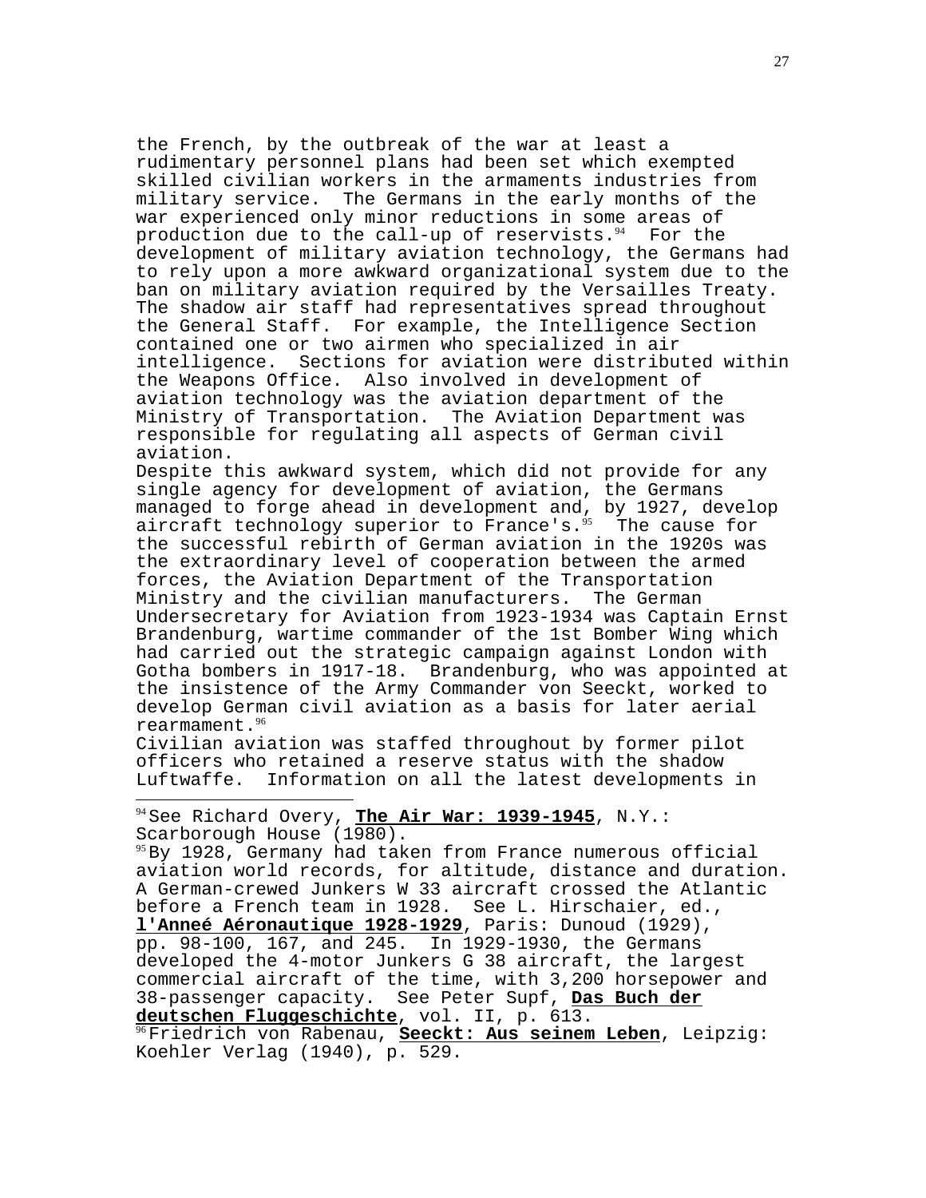the French, by the outbreak of the war at least a rudimentary personnel plans had been set which exempted skilled civilian workers in the armaments industries from military service. The Germans in the early months of the war experienced only minor reductions in some areas of production due to the call-up of reservists.[94] For the development of military aviation technology, the Germans had to rely upon a more awkward organizational system due to the ban on military aviation required by the Versailles Treaty. The shadow air staff had representatives spread throughout the General Staff. For example, the Intelligence Section contained one or two airmen who specialized in air intelligence. Sections for aviation were distributed within the Weapons Office. Also involved in development of aviation technology was the aviation department of the Ministry of Transportation. The Aviation Department was responsible for regulating all aspects of German civil aviation.

Despite this awkward system, which did not provide for any single agency for development of aviation, the Germans managed to forge ahead in development and, by 1927, develop aircraft technology superior to France's.[95] The cause for the successful rebirth of German aviation in the 1920s was the extraordinary level of cooperation between the armed forces, the Aviation Department of the Transportation Ministry and the civilian manufacturers. The German Undersecretary for Aviation from 1923-1934 was Captain Ernst Brandenburg, wartime commander of the 1st Bomber Wing which had carried out the strategic campaign against London with Gotha bombers in 1917-18. Brandenburg, who was appointed at the insistence of the Army Commander von Seeckt, worked to develop German civil aviation as a basis for later aerial rearmament.[96]

Civilian aviation was staffed throughout by former pilot officers who retained a reserve status with the shadow Luftwaffe. Information on all the latest developments in

---

[94] See Richard Overy, **The Air War: 1939-1945**, N.Y.: Scarborough House (1980).

[95] By 1928, Germany had taken from France numerous official aviation world records, for altitude, distance and duration. A German-crewed Junkers W 33 aircraft crossed the Atlantic before a French team in 1928. See L. Hirschaier, ed., **l'Anneé Aéronautique 1928-1929**, Paris: Dunoud (1929), pp. 98-100, 167, and 245. In 1929-1930, the Germans developed the 4-motor Junkers G 38 aircraft, the largest commercial aircraft of the time, with 3,200 horsepower and 38-passenger capacity. See Peter Supf, **Das Buch der deutschen Fluggeschichte**, vol. II, p. 613.

[96] Friedrich von Rabenau, **Seeckt: Aus seinem Leben**, Leipzig: Koehler Verlag (1940), p. 529.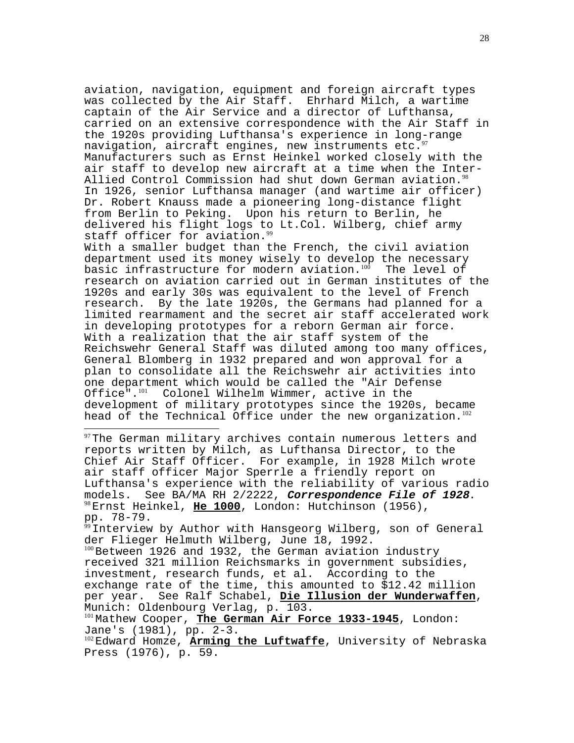aviation, navigation, equipment and foreign aircraft types was collected by the Air Staff. Ehrhard Milch, a wartime captain of the Air Service and a director of Lufthansa, carried on an extensive correspondence with the Air Staff in the 1920s providing Lufthansa's experience in long-range navigation, aircraft engines, new instruments etc.[97] Manufacturers such as Ernst Heinkel worked closely with the air staff to develop new aircraft at a time when the Inter-Allied Control Commission had shut down German aviation.[98] In 1926, senior Lufthansa manager (and wartime air officer) Dr. Robert Knauss made a pioneering long-distance flight from Berlin to Peking. Upon his return to Berlin, he delivered his flight logs to Lt.Col. Wilberg, chief army staff officer for aviation.[99]

With a smaller budget than the French, the civil aviation department used its money wisely to develop the necessary basic infrastructure for modern aviation.[100] The level of research on aviation carried out in German institutes of the 1920s and early 30s was equivalent to the level of French research. By the late 1920s, the Germans had planned for a limited rearmament and the secret air staff accelerated work in developing prototypes for a reborn German air force. With a realization that the air staff system of the Reichswehr General Staff was diluted among too many offices, General Blomberg in 1932 prepared and won approval for a plan to consolidate all the Reichswehr air activities into one department which would be called the "Air Defense Office".[101] Colonel Wilhelm Wimmer, active in the development of military prototypes since the 1920s, became head of the Technical Office under the new organization.[102]

---

[97] The German military archives contain numerous letters and reports written by Milch, as Lufthansa Director, to the Chief Air Staff Officer. For example, in 1928 Milch wrote air staff officer Major Sperrle a friendly report on Lufthansa's experience with the reliability of various radio models. See BA/MA RH 2/2222, ***Correspondence File of 1928***.

[98] Ernst Heinkel, **He 1000**, London: Hutchinson (1956), pp. 78-79.

[99] Interview by Author with Hansgeorg Wilberg, son of General der Flieger Helmuth Wilberg, June 18, 1992.

[100] Between 1926 and 1932, the German aviation industry received 321 million Reichsmarks in government subsidies, investment, research funds, et al. According to the exchange rate of the time, this amounted to $12.42 million per year. See Ralf Schabel, **Die Illusion der Wunderwaffen**, Munich: Oldenbourg Verlag, p. 103.

[101] Mathew Cooper, **The German Air Force 1933-1945**, London: Jane's (1981), pp. 2-3.

[102] Edward Homze, **Arming the Luftwaffe**, University of Nebraska Press (1976), p. 59.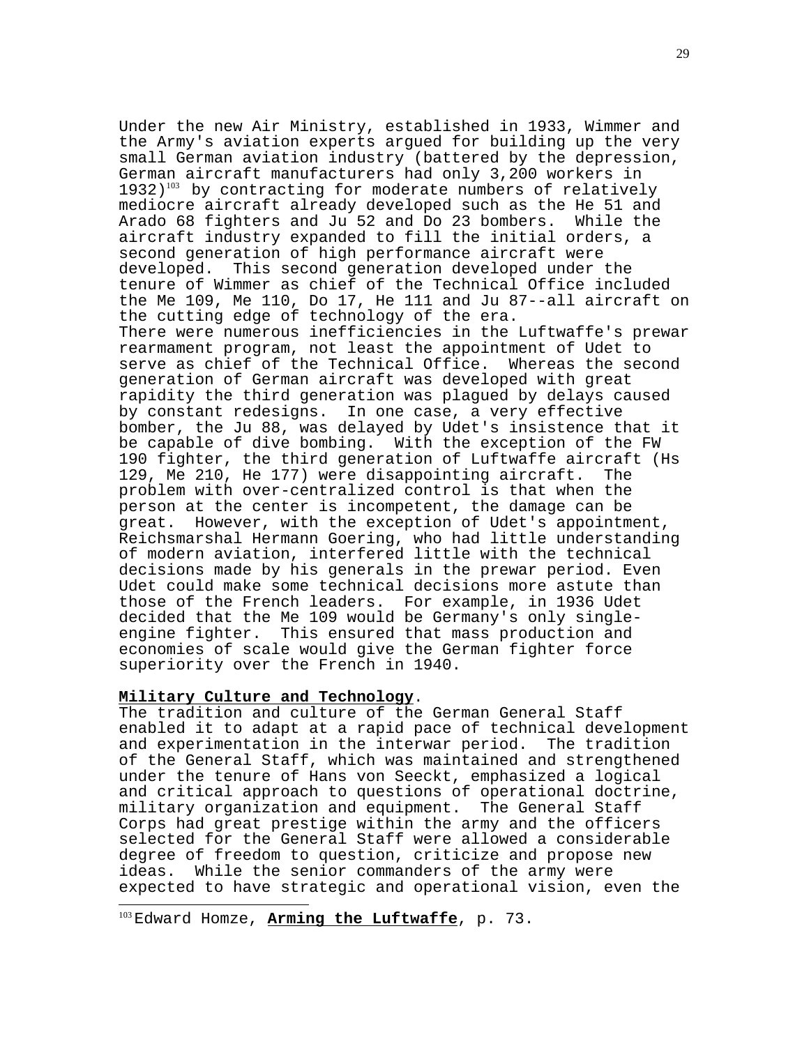Under the new Air Ministry, established in 1933, Wimmer and the Army's aviation experts argued for building up the very small German aviation industry (battered by the depression, German aircraft manufacturers had only 3,200 workers in 1932)[103] by contracting for moderate numbers of relatively mediocre aircraft already developed such as the He 51 and Arado 68 fighters and Ju 52 and Do 23 bombers. While the aircraft industry expanded to fill the initial orders, a second generation of high performance aircraft were developed. This second generation developed under the tenure of Wimmer as chief of the Technical Office included the Me 109, Me 110, Do 17, He 111 and Ju 87--all aircraft on the cutting edge of technology of the era.

There were numerous inefficiencies in the Luftwaffe's prewar rearmament program, not least the appointment of Udet to serve as chief of the Technical Office. Whereas the second generation of German aircraft was developed with great rapidity the third generation was plagued by delays caused by constant redesigns. In one case, a very effective bomber, the Ju 88, was delayed by Udet's insistence that it be capable of dive bombing. With the exception of the FW 190 fighter, the third generation of Luftwaffe aircraft (Hs 129, Me 210, He 177) were disappointing aircraft. The problem with over-centralized control is that when the person at the center is incompetent, the damage can be great. However, with the exception of Udet's appointment, Reichsmarshal Hermann Goering, who had little understanding of modern aviation, interfered little with the technical decisions made by his generals in the prewar period. Even Udet could make some technical decisions more astute than those of the French leaders. For example, in 1936 Udet decided that the Me 109 would be Germany's only single-engine fighter. This ensured that mass production and economies of scale would give the German fighter force superiority over the French in 1940.

**Military Culture and Technology**.

The tradition and culture of the German General Staff enabled it to adapt at a rapid pace of technical development and experimentation in the interwar period. The tradition of the General Staff, which was maintained and strengthened under the tenure of Hans von Seeckt, emphasized a logical and critical approach to questions of operational doctrine, military organization and equipment. The General Staff Corps had great prestige within the army and the officers selected for the General Staff were allowed a considerable degree of freedom to question, criticize and propose new ideas. While the senior commanders of the army were expected to have strategic and operational vision, even the

---

[103] Edward Homze, **Arming the Luftwaffe**, p. 73.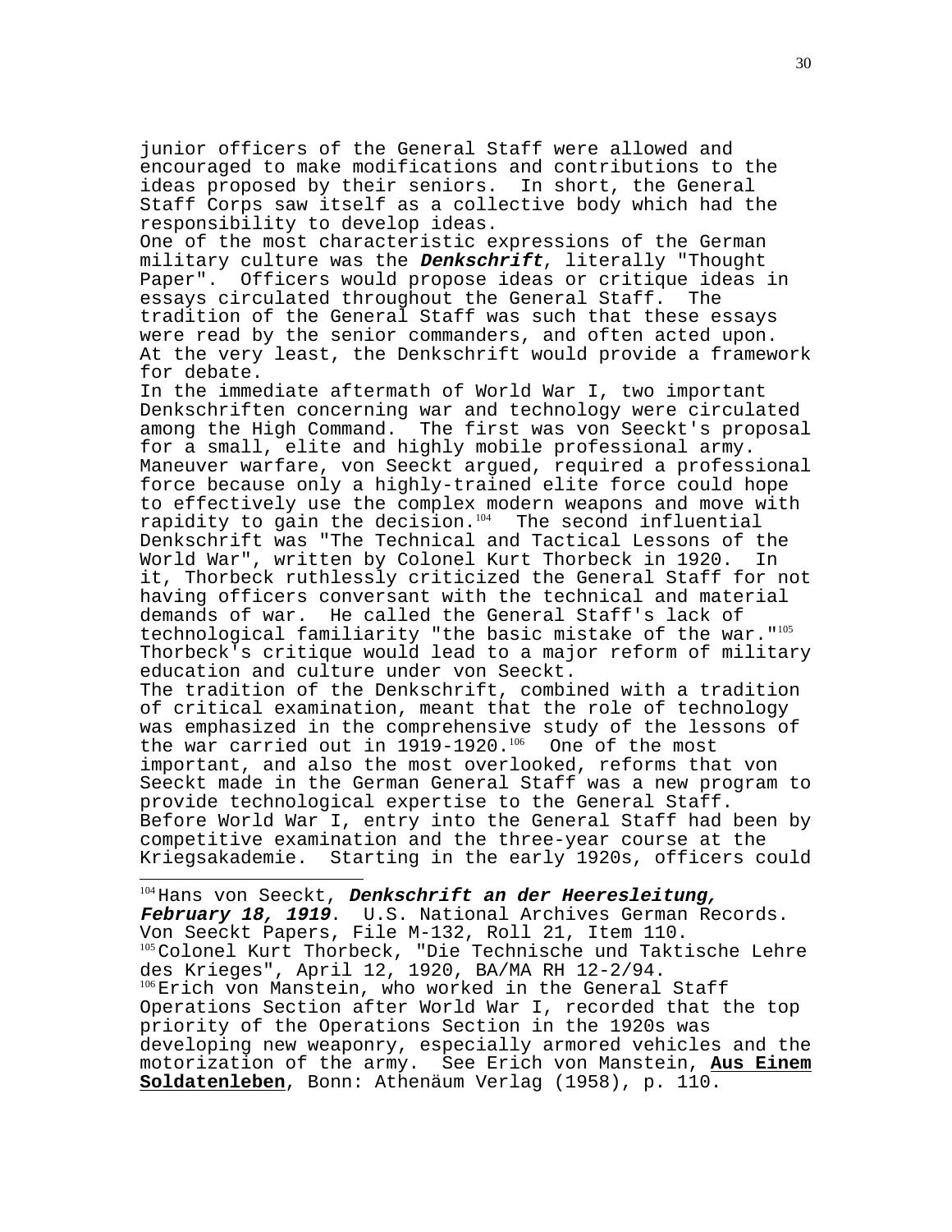junior officers of the General Staff were allowed and encouraged to make modifications and contributions to the ideas proposed by their seniors. In short, the General Staff Corps saw itself as a collective body which had the responsibility to develop ideas.

One of the most characteristic expressions of the German military culture was the ***Denkschrift***, literally "Thought Paper". Officers would propose ideas or critique ideas in essays circulated throughout the General Staff. The tradition of the General Staff was such that these essays were read by the senior commanders, and often acted upon. At the very least, the Denkschrift would provide a framework for debate.

In the immediate aftermath of World War I, two important Denkschriften concerning war and technology were circulated among the High Command. The first was von Seeckt's proposal for a small, elite and highly mobile professional army. Maneuver warfare, von Seeckt argued, required a professional force because only a highly-trained elite force could hope to effectively use the complex modern weapons and move with rapidity to gain the decision.[104] The second influential Denkschrift was "The Technical and Tactical Lessons of the World War", written by Colonel Kurt Thorbeck in 1920. In it, Thorbeck ruthlessly criticized the General Staff for not having officers conversant with the technical and material demands of war. He called the General Staff's lack of technological familiarity "the basic mistake of the war."[105] Thorbeck's critique would lead to a major reform of military education and culture under von Seeckt.

The tradition of the Denkschrift, combined with a tradition of critical examination, meant that the role of technology was emphasized in the comprehensive study of the lessons of the war carried out in 1919-1920.[106] One of the most important, and also the most overlooked, reforms that von Seeckt made in the German General Staff was a new program to provide technological expertise to the General Staff. Before World War I, entry into the General Staff had been by competitive examination and the three-year course at the Kriegsakademie. Starting in the early 1920s, officers could

---

[104] Hans von Seeckt, ***Denkschrift an der Heeresleitung, February 18, 1919***. U.S. National Archives German Records. Von Seeckt Papers, File M-132, Roll 21, Item 110.

[105] Colonel Kurt Thorbeck, "Die Technische und Taktische Lehre des Krieges", April 12, 1920, BA/MA RH 12-2/94.

[106] Erich von Manstein, who worked in the General Staff Operations Section after World War I, recorded that the top priority of the Operations Section in the 1920s was developing new weaponry, especially armored vehicles and the motorization of the army. See Erich von Manstein, **Aus Einem Soldatenleben**, Bonn: Athenäum Verlag (1958), p. 110.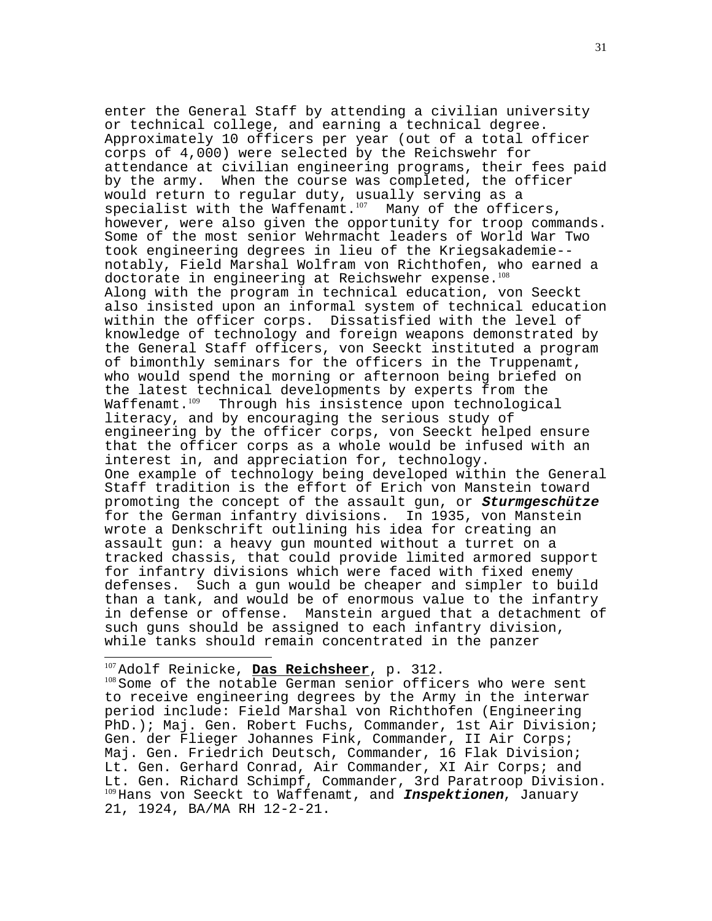enter the General Staff by attending a civilian university or technical college, and earning a technical degree. Approximately 10 officers per year (out of a total officer corps of 4,000) were selected by the Reichswehr for attendance at civilian engineering programs, their fees paid by the army. When the course was completed, the officer would return to regular duty, usually serving as a specialist with the Waffenamt.[107] Many of the officers, however, were also given the opportunity for troop commands. Some of the most senior Wehrmacht leaders of World War Two took engineering degrees in lieu of the Kriegsakademie--notably, Field Marshal Wolfram von Richthofen, who earned a doctorate in engineering at Reichswehr expense.[108]

Along with the program in technical education, von Seeckt also insisted upon an informal system of technical education within the officer corps. Dissatisfied with the level of knowledge of technology and foreign weapons demonstrated by the General Staff officers, von Seeckt instituted a program of bimonthly seminars for the officers in the Truppenamt, who would spend the morning or afternoon being briefed on the latest technical developments by experts from the Waffenamt.[109] Through his insistence upon technological literacy, and by encouraging the serious study of engineering by the officer corps, von Seeckt helped ensure that the officer corps as a whole would be infused with an interest in, and appreciation for, technology.

One example of technology being developed within the General Staff tradition is the effort of Erich von Manstein toward promoting the concept of the assault gun, or ***Sturmgeschütze*** for the German infantry divisions. In 1935, von Manstein wrote a Denkschrift outlining his idea for creating an assault gun: a heavy gun mounted without a turret on a tracked chassis, that could provide limited armored support for infantry divisions which were faced with fixed enemy defenses. Such a gun would be cheaper and simpler to build than a tank, and would be of enormous value to the infantry in defense or offense. Manstein argued that a detachment of such guns should be assigned to each infantry division, while tanks should remain concentrated in the panzer

---

[107] Adolf Reinicke, **Das Reichsheer**, p. 312.

[108] Some of the notable German senior officers who were sent to receive engineering degrees by the Army in the interwar period include: Field Marshal von Richthofen (Engineering PhD.); Maj. Gen. Robert Fuchs, Commander, 1st Air Division; Gen. der Flieger Johannes Fink, Commander, II Air Corps; Maj. Gen. Friedrich Deutsch, Commander, 16 Flak Division; Lt. Gen. Gerhard Conrad, Air Commander, XI Air Corps; and Lt. Gen. Richard Schimpf, Commander, 3rd Paratroop Division.

[109] Hans von Seeckt to Waffenamt, and ***Inspektionen***, January 21, 1924, BA/MA RH 12-2-21.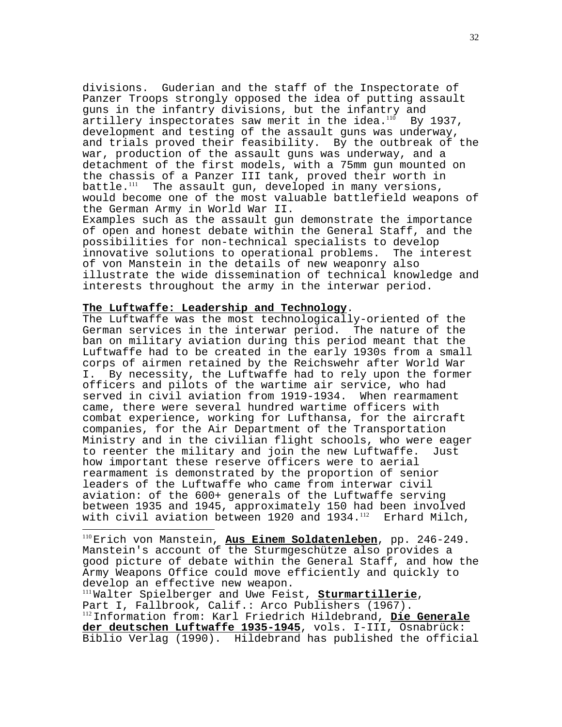divisions.  Guderian and the staff of the Inspectorate of Panzer Troops strongly opposed the idea of putting assault guns in the infantry divisions, but the infantry and artillery inspectorates saw merit in the idea.[110]  By 1937, development and testing of the assault guns was underway, and trials proved their feasibility.  By the outbreak of the war, production of the assault guns was underway, and a detachment of the first models, with a 75mm gun mounted on the chassis of a Panzer III tank, proved their worth in battle.[111]  The assault gun, developed in many versions, would become one of the most valuable battlefield weapons of the German Army in World War II.

Examples such as the assault gun demonstrate the importance of open and honest debate within the General Staff, and the possibilities for non-technical specialists to develop innovative solutions to operational problems.  The interest of von Manstein in the details of new weaponry also illustrate the wide dissemination of technical knowledge and interests throughout the army in the interwar period.

**The Luftwaffe: Leadership and Technology**.

The Luftwaffe was the most technologically-oriented of the German services in the interwar period.  The nature of the ban on military aviation during this period meant that the Luftwaffe had to be created in the early 1930s from a small corps of airmen retained by the Reichswehr after World War I.  By necessity, the Luftwaffe had to rely upon the former officers and pilots of the wartime air service, who had served in civil aviation from 1919-1934.  When rearmament came, there were several hundred wartime officers with combat experience, working for Lufthansa, for the aircraft companies, for the Air Department of the Transportation Ministry and in the civilian flight schools, who were eager to reenter the military and join the new Luftwaffe.  Just how important these reserve officers were to aerial rearmament is demonstrated by the proportion of senior leaders of the Luftwaffe who came from interwar civil aviation: of the 600+ generals of the Luftwaffe serving between 1935 and 1945, approximately 150 had been involved with civil aviation between 1920 and 1934.[112]  Erhard Milch,

---

[110] Erich von Manstein, **Aus Einem Soldatenleben**, pp. 246-249. Manstein's account of the Sturmgeschütze also provides a good picture of debate within the General Staff, and how the Army Weapons Office could move efficiently and quickly to develop an effective new weapon.

[111] Walter Spielberger and Uwe Feist, **Sturmartillerie**, Part I, Fallbrook, Calif.: Arco Publishers (1967).

[112] Information from: Karl Friedrich Hildebrand, **Die Generale der deutschen Luftwaffe 1935-1945**, vols. I-III, Osnabrück: Biblio Verlag (1990).  Hildebrand has published the official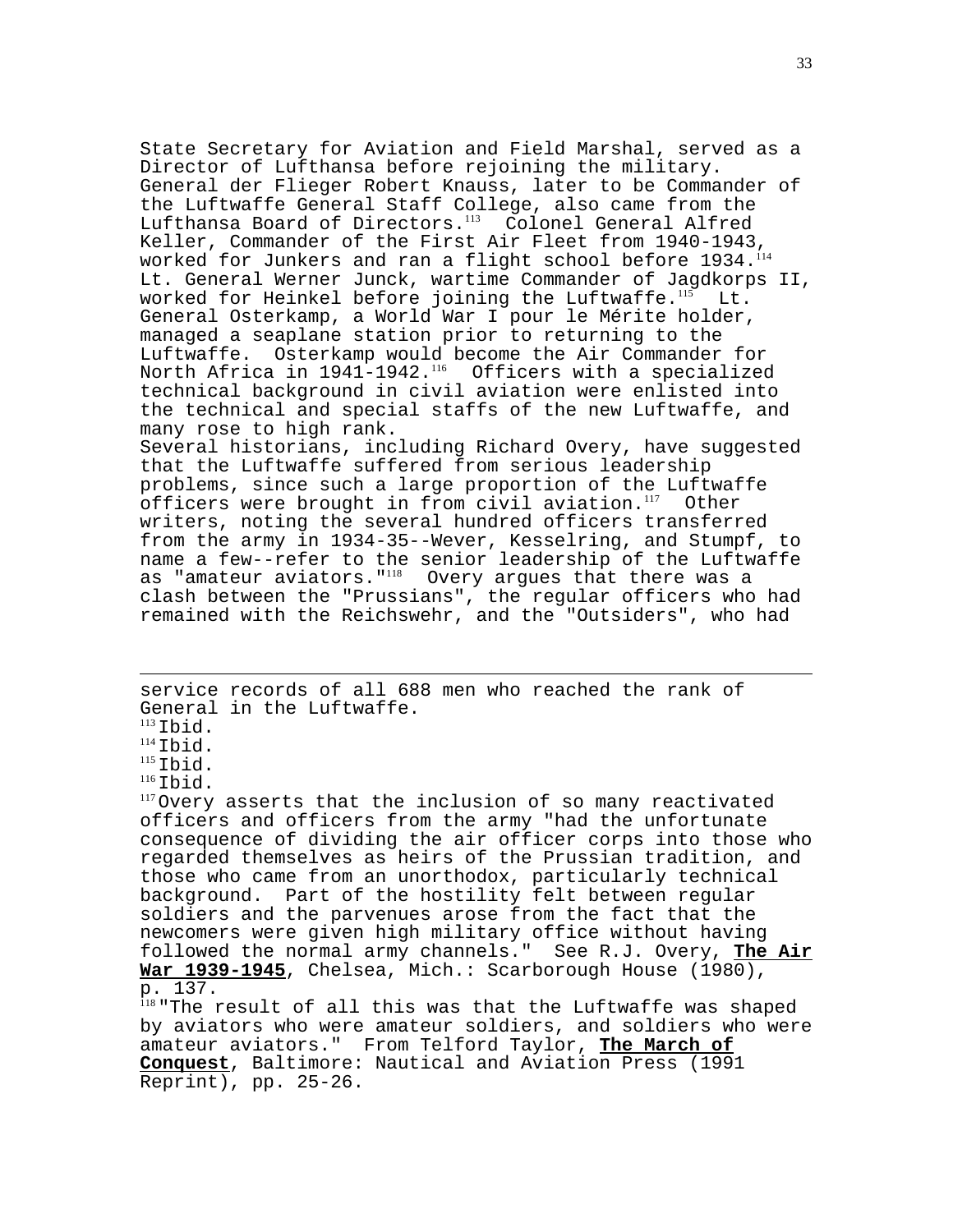State Secretary for Aviation and Field Marshal, served as a Director of Lufthansa before rejoining the military. General der Flieger Robert Knauss, later to be Commander of the Luftwaffe General Staff College, also came from the Lufthansa Board of Directors.[113] Colonel General Alfred Keller, Commander of the First Air Fleet from 1940-1943, worked for Junkers and ran a flight school before 1934.[114] Lt. General Werner Junck, wartime Commander of Jagdkorps II, worked for Heinkel before joining the Luftwaffe.[115] Lt. General Osterkamp, a World War I pour le Mérite holder, managed a seaplane station prior to returning to the Luftwaffe. Osterkamp would become the Air Commander for North Africa in 1941-1942.[116] Officers with a specialized technical background in civil aviation were enlisted into the technical and special staffs of the new Luftwaffe, and many rose to high rank.

Several historians, including Richard Overy, have suggested that the Luftwaffe suffered from serious leadership problems, since such a large proportion of the Luftwaffe officers were brought in from civil aviation.[117] Other writers, noting the several hundred officers transferred from the army in 1934-35--Wever, Kesselring, and Stumpf, to name a few--refer to the senior leadership of the Luftwaffe as "amateur aviators."[118] Overy argues that there was a clash between the "Prussians", the regular officers who had remained with the Reichswehr, and the "Outsiders", who had

---

service records of all 688 men who reached the rank of General in the Luftwaffe.

[113] Ibid.

[114] Ibid.

[115] Ibid.

[116] Ibid.

[117] Overy asserts that the inclusion of so many reactivated officers and officers from the army "had the unfortunate consequence of dividing the air officer corps into those who regarded themselves as heirs of the Prussian tradition, and those who came from an unorthodox, particularly technical background. Part of the hostility felt between regular soldiers and the parvenues arose from the fact that the newcomers were given high military office without having followed the normal army channels." See R.J. Overy, **The Air War 1939-1945**, Chelsea, Mich.: Scarborough House (1980), p. 137.

[118] "The result of all this was that the Luftwaffe was shaped by aviators who were amateur soldiers, and soldiers who were amateur aviators." From Telford Taylor, **The March of Conquest**, Baltimore: Nautical and Aviation Press (1991 Reprint), pp. 25-26.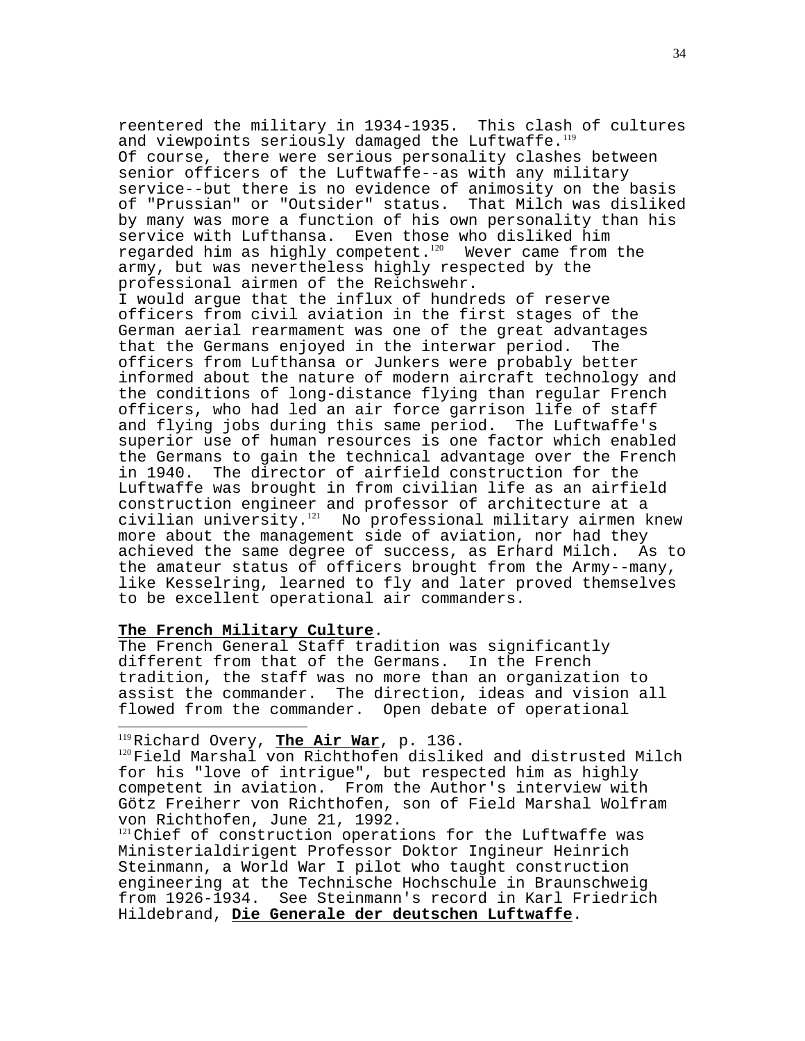reentered the military in 1934-1935. This clash of cultures and viewpoints seriously damaged the Luftwaffe.[119]

Of course, there were serious personality clashes between senior officers of the Luftwaffe--as with any military service--but there is no evidence of animosity on the basis of "Prussian" or "Outsider" status. That Milch was disliked by many was more a function of his own personality than his service with Lufthansa. Even those who disliked him regarded him as highly competent.[120] Wever came from the army, but was nevertheless highly respected by the professional airmen of the Reichswehr.

I would argue that the influx of hundreds of reserve officers from civil aviation in the first stages of the German aerial rearmament was one of the great advantages that the Germans enjoyed in the interwar period. The officers from Lufthansa or Junkers were probably better informed about the nature of modern aircraft technology and the conditions of long-distance flying than regular French officers, who had led an air force garrison life of staff and flying jobs during this same period. The Luftwaffe's superior use of human resources is one factor which enabled the Germans to gain the technical advantage over the French in 1940. The director of airfield construction for the Luftwaffe was brought in from civilian life as an airfield construction engineer and professor of architecture at a civilian university.[121] No professional military airmen knew more about the management side of aviation, nor had they achieved the same degree of success, as Erhard Milch. As to the amateur status of officers brought from the Army--many, like Kesselring, learned to fly and later proved themselves to be excellent operational air commanders.

**The French Military Culture**.

The French General Staff tradition was significantly different from that of the Germans. In the French tradition, the staff was no more than an organization to assist the commander. The direction, ideas and vision all flowed from the commander. Open debate of operational

---

[119] Richard Overy, **The Air War**, p. 136.

[120] Field Marshal von Richthofen disliked and distrusted Milch for his "love of intrigue", but respected him as highly competent in aviation. From the Author's interview with Götz Freiherr von Richthofen, son of Field Marshal Wolfram von Richthofen, June 21, 1992.

[121] Chief of construction operations for the Luftwaffe was Ministerialdirigent Professor Doktor Ingineur Heinrich Steinmann, a World War I pilot who taught construction engineering at the Technische Hochschule in Braunschweig from 1926-1934. See Steinmann's record in Karl Friedrich Hildebrand, **Die Generale der deutschen Luftwaffe**.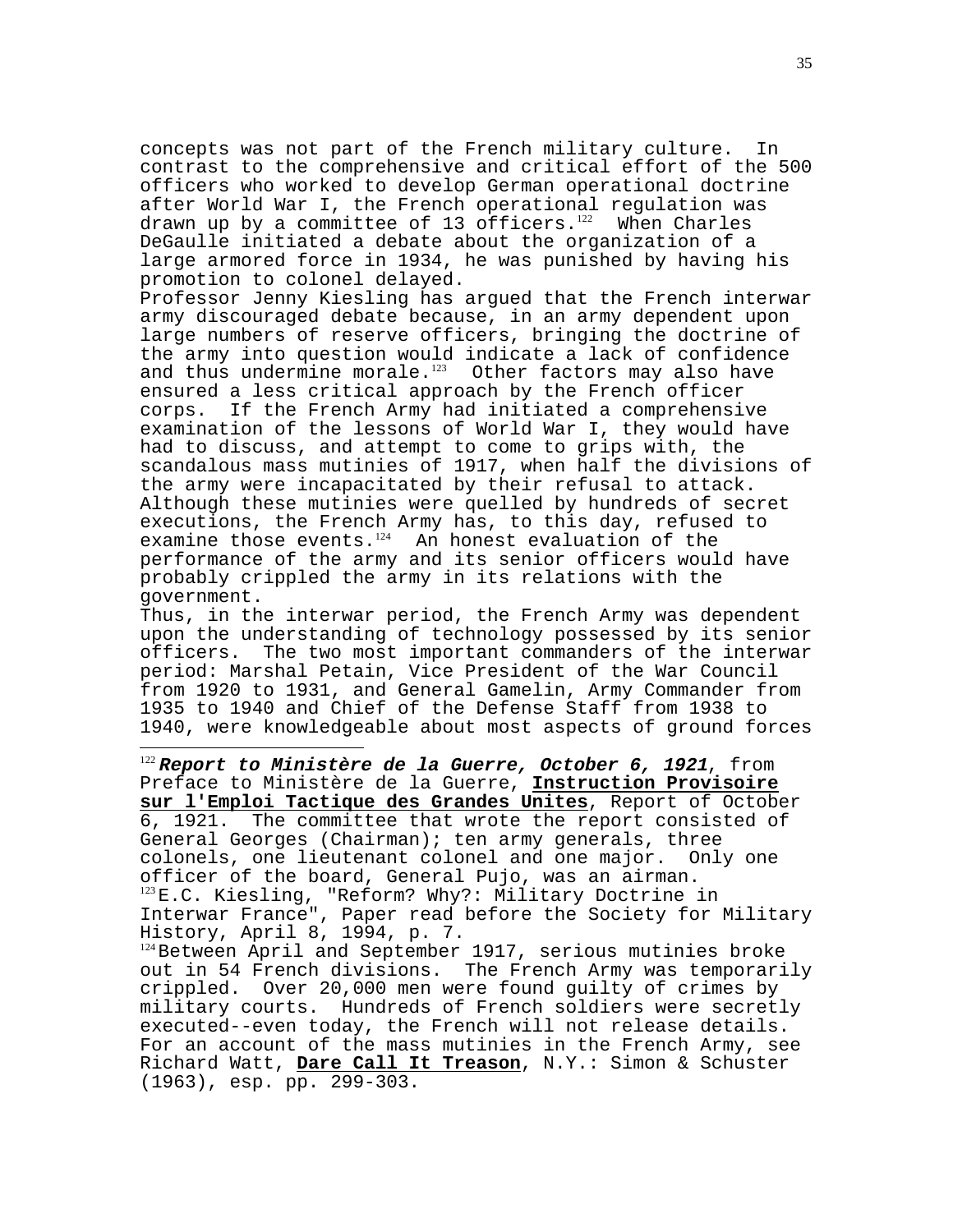concepts was not part of the French military culture. In contrast to the comprehensive and critical effort of the 500 officers who worked to develop German operational doctrine after World War I, the French operational regulation was drawn up by a committee of 13 officers.[122] When Charles DeGaulle initiated a debate about the organization of a large armored force in 1934, he was punished by having his promotion to colonel delayed.

Professor Jenny Kiesling has argued that the French interwar army discouraged debate because, in an army dependent upon large numbers of reserve officers, bringing the doctrine of the army into question would indicate a lack of confidence and thus undermine morale.[123] Other factors may also have ensured a less critical approach by the French officer corps. If the French Army had initiated a comprehensive examination of the lessons of World War I, they would have had to discuss, and attempt to come to grips with, the scandalous mass mutinies of 1917, when half the divisions of the army were incapacitated by their refusal to attack. Although these mutinies were quelled by hundreds of secret executions, the French Army has, to this day, refused to examine those events.[124] An honest evaluation of the performance of the army and its senior officers would have probably crippled the army in its relations with the government.

Thus, in the interwar period, the French Army was dependent upon the understanding of technology possessed by its senior officers. The two most important commanders of the interwar period: Marshal Petain, Vice President of the War Council from 1920 to 1931, and General Gamelin, Army Commander from 1935 to 1940 and Chief of the Defense Staff from 1938 to 1940, were knowledgeable about most aspects of ground forces

---

[122] ***Report to Ministère de la Guerre, October 6, 1921***, from Preface to Ministère de la Guerre, **Instruction Provisoire sur l'Emploi Tactique des Grandes Unites**, Report of October 6, 1921. The committee that wrote the report consisted of General Georges (Chairman); ten army generals, three colonels, one lieutenant colonel and one major. Only one officer of the board, General Pujo, was an airman.

[123] E.C. Kiesling, "Reform? Why?: Military Doctrine in Interwar France", Paper read before the Society for Military History, April 8, 1994, p. 7.

[124] Between April and September 1917, serious mutinies broke out in 54 French divisions. The French Army was temporarily crippled. Over 20,000 men were found guilty of crimes by military courts. Hundreds of French soldiers were secretly executed--even today, the French will not release details. For an account of the mass mutinies in the French Army, see Richard Watt, **Dare Call It Treason**, N.Y.: Simon & Schuster (1963), esp. pp. 299-303.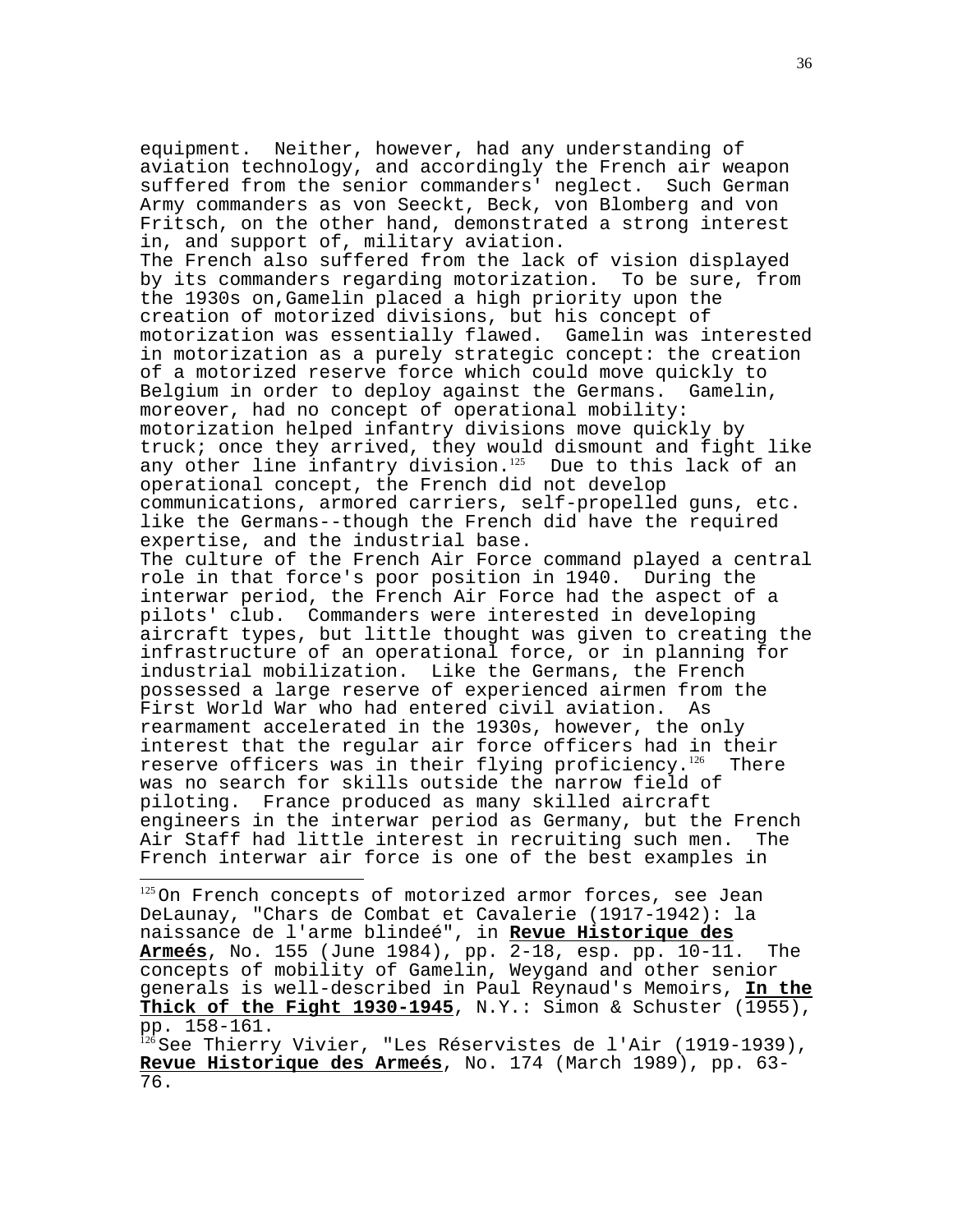equipment. Neither, however, had any understanding of aviation technology, and accordingly the French air weapon suffered from the senior commanders' neglect. Such German Army commanders as von Seeckt, Beck, von Blomberg and von Fritsch, on the other hand, demonstrated a strong interest in, and support of, military aviation.

The French also suffered from the lack of vision displayed by its commanders regarding motorization. To be sure, from the 1930s on,Gamelin placed a high priority upon the creation of motorized divisions, but his concept of motorization was essentially flawed. Gamelin was interested in motorization as a purely strategic concept: the creation of a motorized reserve force which could move quickly to Belgium in order to deploy against the Germans. Gamelin, moreover, had no concept of operational mobility: motorization helped infantry divisions move quickly by truck; once they arrived, they would dismount and fight like any other line infantry division.[125] Due to this lack of an operational concept, the French did not develop communications, armored carriers, self-propelled guns, etc. like the Germans--though the French did have the required expertise, and the industrial base.

The culture of the French Air Force command played a central role in that force's poor position in 1940. During the interwar period, the French Air Force had the aspect of a pilots' club. Commanders were interested in developing aircraft types, but little thought was given to creating the infrastructure of an operational force, or in planning for industrial mobilization. Like the Germans, the French possessed a large reserve of experienced airmen from the First World War who had entered civil aviation. As rearmament accelerated in the 1930s, however, the only interest that the regular air force officers had in their reserve officers was in their flying proficiency.[126] There was no search for skills outside the narrow field of piloting. France produced as many skilled aircraft engineers in the interwar period as Germany, but the French Air Staff had little interest in recruiting such men. The French interwar air force is one of the best examples in

---

[125] On French concepts of motorized armor forces, see Jean DeLaunay, "Chars de Combat et Cavalerie (1917-1942): la naissance de l'arme blindeé", in **Revue Historique des Armeés**, No. 155 (June 1984), pp. 2-18, esp. pp. 10-11. The concepts of mobility of Gamelin, Weygand and other senior generals is well-described in Paul Reynaud's Memoirs, **In the Thick of the Fight 1930-1945**, N.Y.: Simon & Schuster (1955), pp. 158-161.

[126] See Thierry Vivier, "Les Réservistes de l'Air (1919-1939), **Revue Historique des Armeés**, No. 174 (March 1989), pp. 63-76.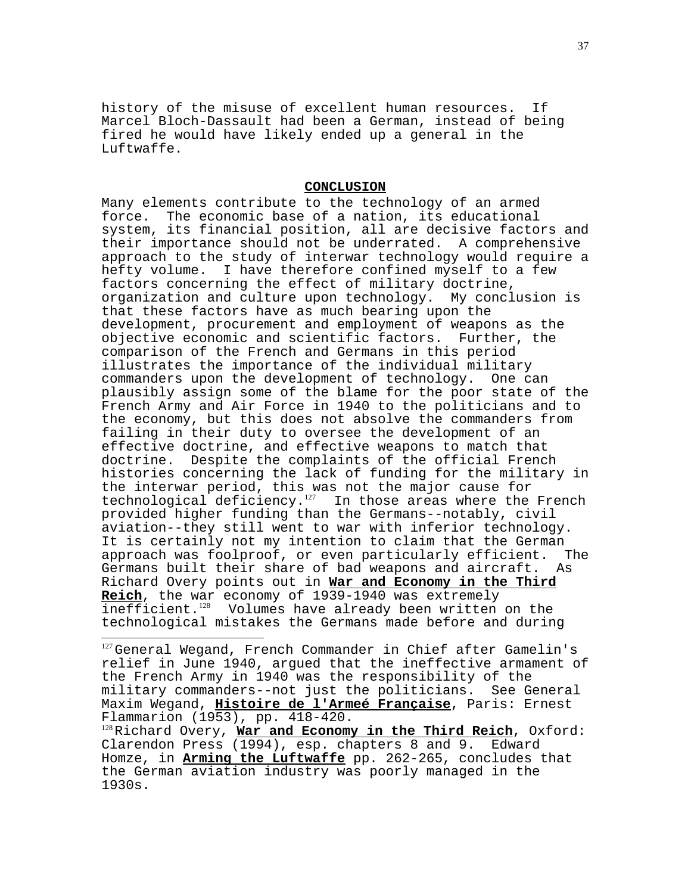history of the misuse of excellent human resources. If Marcel Bloch-Dassault had been a German, instead of being fired he would have likely ended up a general in the Luftwaffe.

## CONCLUSION

Many elements contribute to the technology of an armed force. The economic base of a nation, its educational system, its financial position, all are decisive factors and their importance should not be underrated. A comprehensive approach to the study of interwar technology would require a hefty volume. I have therefore confined myself to a few factors concerning the effect of military doctrine, organization and culture upon technology. My conclusion is that these factors have as much bearing upon the development, procurement and employment of weapons as the objective economic and scientific factors. Further, the comparison of the French and Germans in this period illustrates the importance of the individual military commanders upon the development of technology. One can plausibly assign some of the blame for the poor state of the French Army and Air Force in 1940 to the politicians and to the economy, but this does not absolve the commanders from failing in their duty to oversee the development of an effective doctrine, and effective weapons to match that doctrine. Despite the complaints of the official French histories concerning the lack of funding for the military in the interwar period, this was not the major cause for technological deficiency.[127] In those areas where the French provided higher funding than the Germans--notably, civil aviation--they still went to war with inferior technology. It is certainly not my intention to claim that the German approach was foolproof, or even particularly efficient. The Germans built their share of bad weapons and aircraft. As Richard Overy points out in **War and Economy in the Third Reich**, the war economy of 1939-1940 was extremely inefficient.[128] Volumes have already been written on the technological mistakes the Germans made before and during

---

[127] General Wegand, French Commander in Chief after Gamelin's relief in June 1940, argued that the ineffective armament of the French Army in 1940 was the responsibility of the military commanders--not just the politicians. See General Maxim Wegand, **Histoire de l'Armeé Française**, Paris: Ernest Flammarion (1953), pp. 418-420.

[128] Richard Overy, **War and Economy in the Third Reich**, Oxford: Clarendon Press (1994), esp. chapters 8 and 9. Edward Homze, in **Arming the Luftwaffe** pp. 262-265, concludes that the German aviation industry was poorly managed in the 1930s.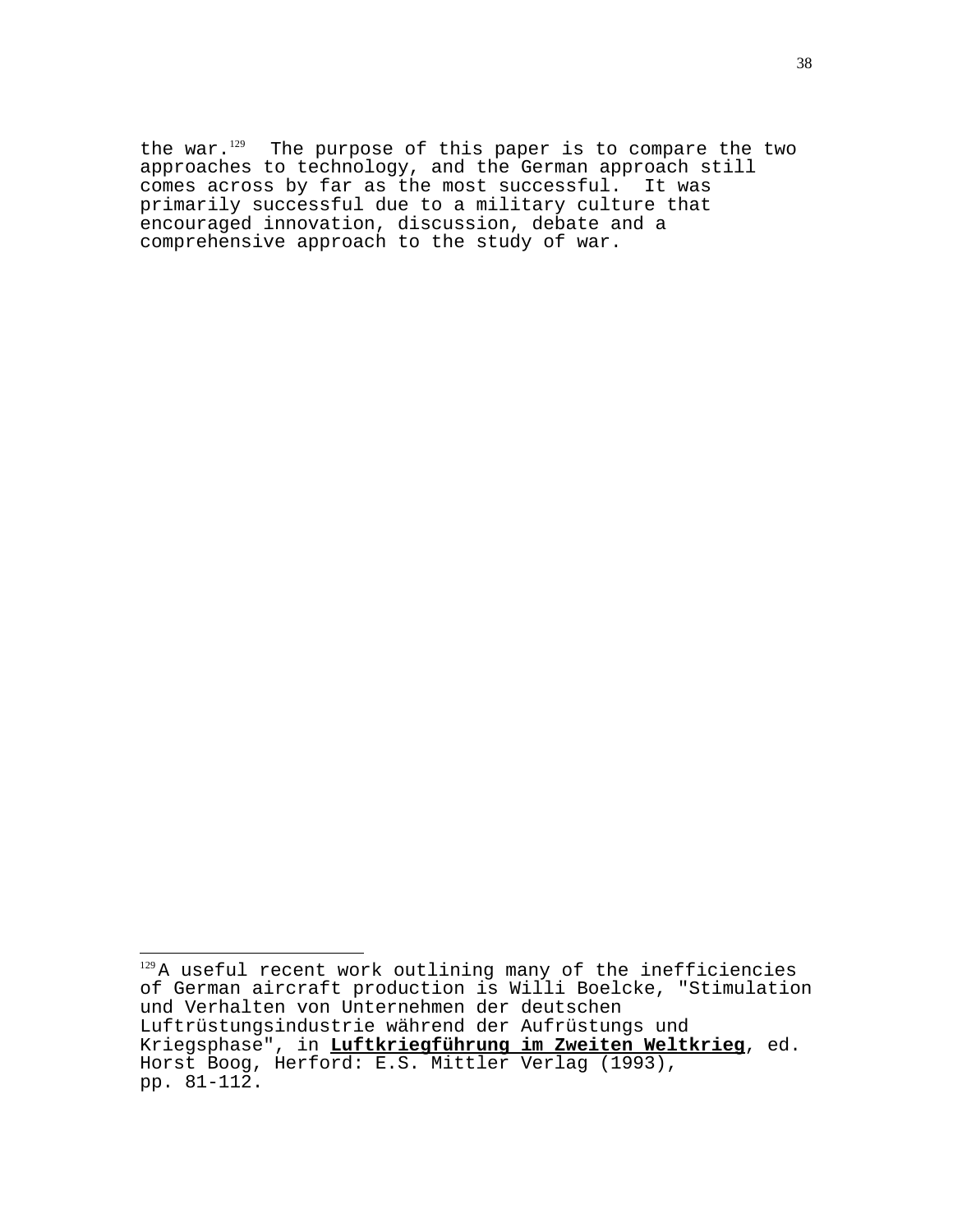the war.[129] The purpose of this paper is to compare the two approaches to technology, and the German approach still comes across by far as the most successful. It was primarily successful due to a military culture that encouraged innovation, discussion, debate and a comprehensive approach to the study of war.

---

[129] A useful recent work outlining many of the inefficiencies of German aircraft production is Willi Boelcke, "Stimulation und Verhalten von Unternehmen der deutschen Luftrüstungsindustrie während der Aufrüstungs und Kriegsphase", in **Luftkriegführung im Zweiten Weltkrieg**, ed. Horst Boog, Herford: E.S. Mittler Verlag (1993), pp. 81-112.